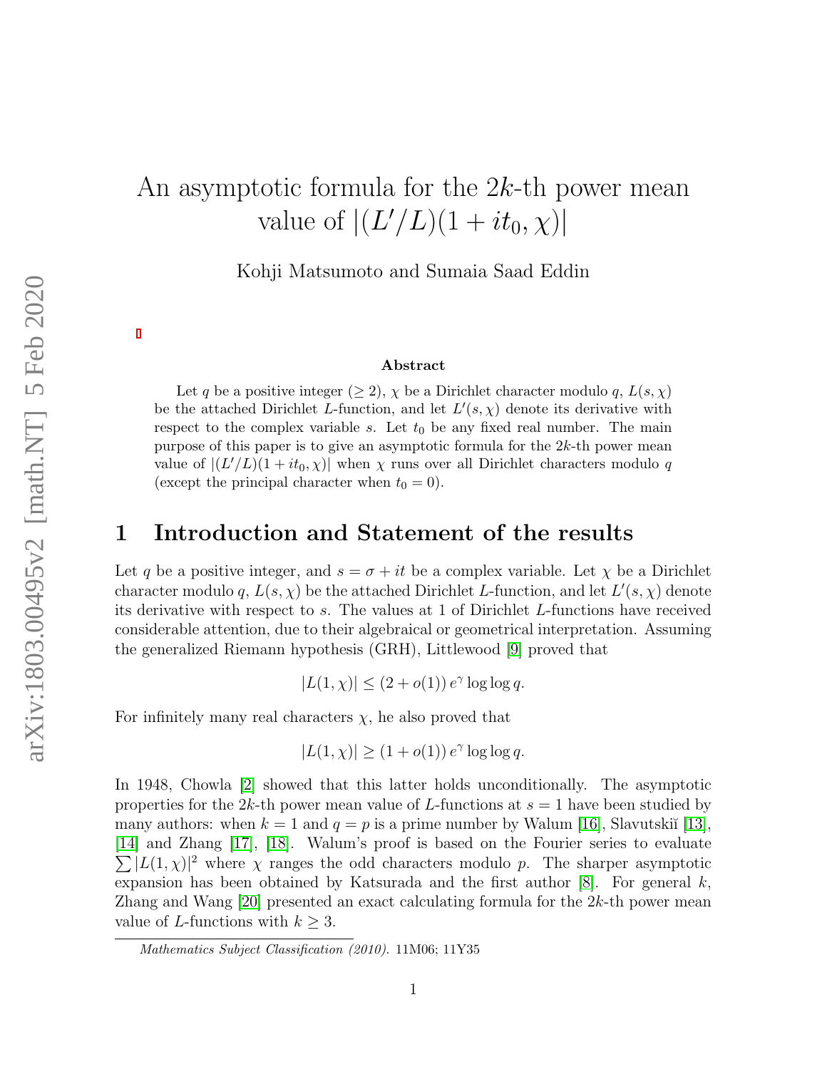# An asymptotic formula for the $2k$-th power mean value of $|(L'/L)(1+it_0,\chi)|$

Kohji Matsumoto and Sumaia Saad Eddin

### Abstract

Let $q$ be a positive integer ($\geq 2$), $\chi$ be a Dirichlet character modulo $q$, $L(s,\chi)$ be the attached Dirichlet $L$-function, and let $L'(s,\chi)$ denote its derivative with respect to the complex variable $s$. Let $t_0$ be any fixed real number. The main purpose of this paper is to give an asymptotic formula for the $2k$-th power mean value of $|(L'/L)(1+it_0,\chi)|$ when $\chi$ runs over all Dirichlet characters modulo $q$ (except the principal character when $t_0=0$).

## 1 Introduction and Statement of the results

Let $q$ be a positive integer, and $s=\sigma+it$ be a complex variable. Let $\chi$ be a Dirichlet character modulo $q$, $L(s,\chi)$ be the attached Dirichlet $L$-function, and let $L'(s,\chi)$ denote its derivative with respect to $s$. The values at 1 of Dirichlet $L$-functions have received considerable attention, due to their algebraical or geometrical interpretation. Assuming the generalized Riemann hypothesis (GRH), Littlewood [9] proved that

$$|L(1,\chi)| \leq (2+o(1))\, e^{\gamma} \log\log q.$$

For infinitely many real characters $\chi$, he also proved that

$$|L(1,\chi)| \geq (1+o(1))\, e^{\gamma} \log\log q.$$

In 1948, Chowla [2] showed that this latter holds unconditionally. The asymptotic properties for the $2k$-th power mean value of $L$-functions at $s=1$ have been studied by many authors: when $k=1$ and $q=p$ is a prime number by Walum [16], Slavutskiĭ [13], [14] and Zhang [17], [18]. Walum's proof is based on the Fourier series to evaluate $\sum |L(1,\chi)|^2$ where $\chi$ ranges the odd characters modulo $p$. The sharper asymptotic expansion has been obtained by Katsurada and the first author [8]. For general $k$, Zhang and Wang [20] presented an exact calculating formula for the $2k$-th power mean value of $L$-functions with $k\geq 3$.

*Mathematics Subject Classification (2010).* 11M06; 11Y35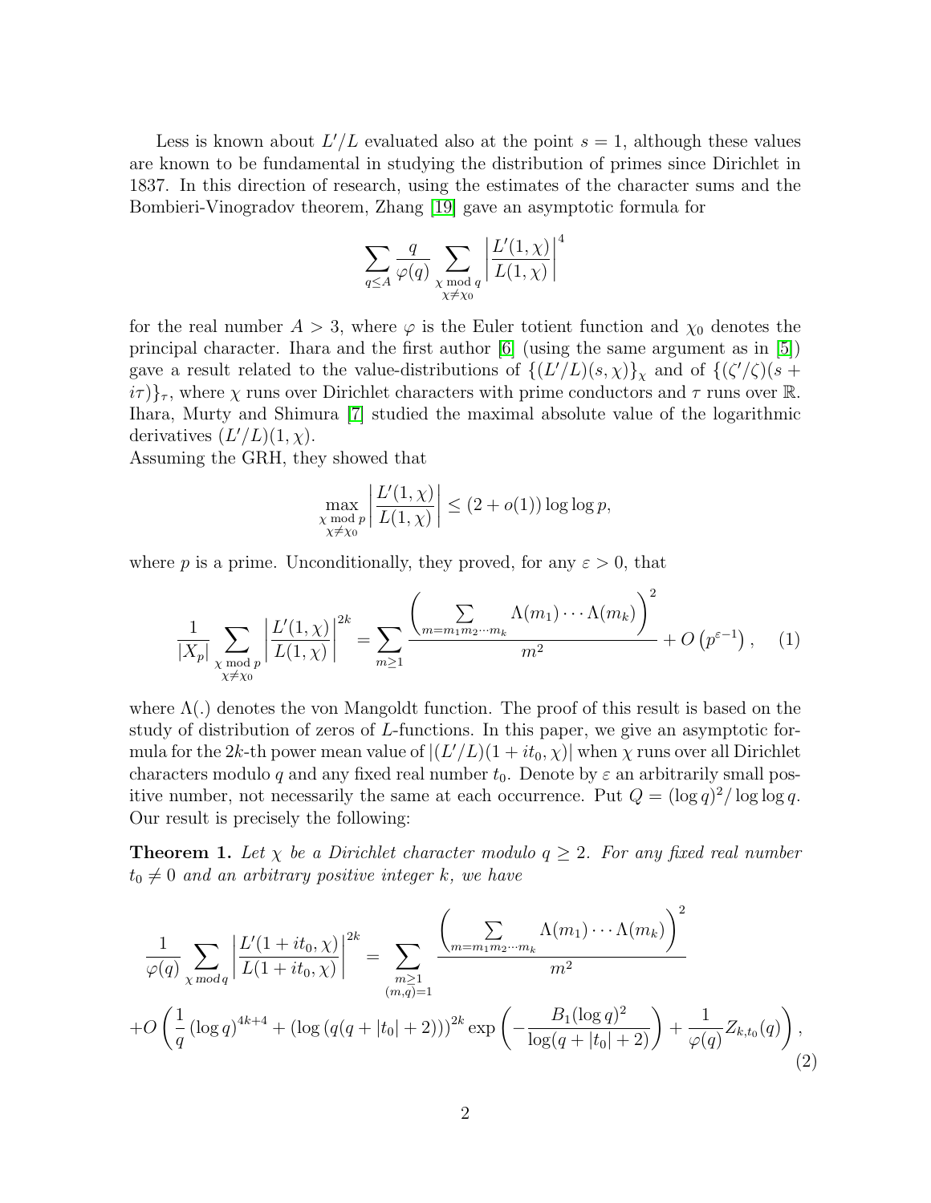Less is known about $L'/L$ evaluated also at the point $s = 1$, although these values are known to be fundamental in studying the distribution of primes since Dirichlet in 1837. In this direction of research, using the estimates of the character sums and the Bombieri-Vinogradov theorem, Zhang [19] gave an asymptotic formula for

$$\sum_{q \leq A} \frac{q}{\varphi(q)} \sum_{\substack{\chi \bmod q \\ \chi \neq \chi_0}} \left| \frac{L'(1,\chi)}{L(1,\chi)} \right|^4$$

for the real number $A > 3$, where $\varphi$ is the Euler totient function and $\chi_0$ denotes the principal character. Ihara and the first author [6] (using the same argument as in [5]) gave a result related to the value-distributions of $\{(L'/L)(s,\chi)\}_\chi$ and of $\{(\zeta'/\zeta)(s + i\tau)\}_\tau$, where $\chi$ runs over Dirichlet characters with prime conductors and $\tau$ runs over $\mathbb{R}$. Ihara, Murty and Shimura [7] studied the maximal absolute value of the logarithmic derivatives $(L'/L)(1,\chi)$.
Assuming the GRH, they showed that

$$\max_{\substack{\chi \bmod p \\ \chi \neq \chi_0}} \left| \frac{L'(1,\chi)}{L(1,\chi)} \right| \leq (2 + o(1)) \log\log p,$$

where $p$ is a prime. Unconditionally, they proved, for any $\varepsilon > 0$, that

$$\frac{1}{|X_p|} \sum_{\substack{\chi \bmod p \\ \chi \neq \chi_0}} \left| \frac{L'(1,\chi)}{L(1,\chi)} \right|^{2k} = \sum_{m \geq 1} \frac{\left( \sum_{m = m_1 m_2 \cdots m_k} \Lambda(m_1) \cdots \Lambda(m_k) \right)^2}{m^2} + O\left(p^{\varepsilon - 1}\right), \quad (1)$$

where $\Lambda(.)$ denotes the von Mangoldt function. The proof of this result is based on the study of distribution of zeros of $L$-functions. In this paper, we give an asymptotic formula for the $2k$-th power mean value of $|(L'/L)(1 + it_0, \chi)|$ when $\chi$ runs over all Dirichlet characters modulo $q$ and any fixed real number $t_0$. Denote by $\varepsilon$ an arbitrarily small positive number, not necessarily the same at each occurrence. Put $Q = (\log q)^2/\log\log q$. Our result is precisely the following:

**Theorem 1.** *Let $\chi$ be a Dirichlet character modulo $q \geq 2$. For any fixed real number $t_0 \neq 0$ and an arbitrary positive integer $k$, we have*

$$\frac{1}{\varphi(q)} \sum_{\chi \bmod q} \left| \frac{L'(1 + it_0, \chi)}{L(1 + it_0, \chi)} \right|^{2k} = \sum_{\substack{m \geq 1 \\ (m,q) = 1}} \frac{\left( \sum_{m = m_1 m_2 \cdots m_k} \Lambda(m_1) \cdots \Lambda(m_k) \right)^2}{m^2}$$
$$+ O\left( \frac{1}{q} (\log q)^{4k+4} + (\log(q(q + |t_0| + 2)))^{2k} \exp\left( -\frac{B_1 (\log q)^2}{\log(q + |t_0| + 2)} \right) + \frac{1}{\varphi(q)} Z_{k,t_0}(q) \right), \quad (2)$$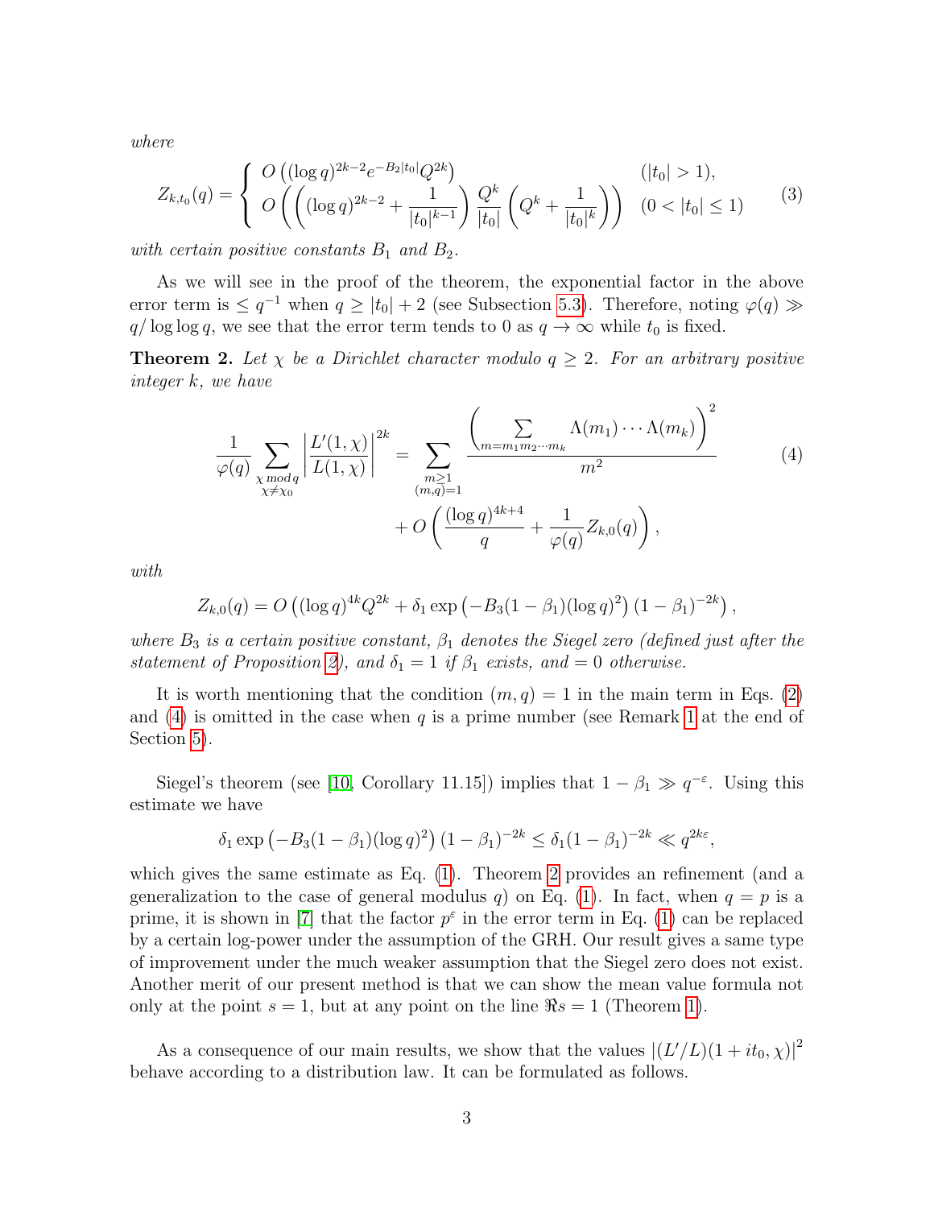*where*

$$Z_{k,t_0}(q) = \begin{cases} O\left((\log q)^{2k-2} e^{-B_2|t_0|} Q^{2k}\right) & (|t_0| > 1), \\ O\left(\left((\log q)^{2k-2} + \dfrac{1}{|t_0|^{k-1}}\right) \dfrac{Q^k}{|t_0|}\left(Q^k + \dfrac{1}{|t_0|^k}\right)\right) & (0 < |t_0| \le 1) \end{cases} \tag{3}$$

*with certain positive constants $B_1$ and $B_2$.*

As we will see in the proof of the theorem, the exponential factor in the above error term is $\le q^{-1}$ when $q \ge |t_0| + 2$ (see Subsection 5.3). Therefore, noting $\varphi(q) \gg q/\log\log q$, we see that the error term tends to 0 as $q \to \infty$ while $t_0$ is fixed.

**Theorem 2.** *Let $\chi$ be a Dirichlet character modulo $q \ge 2$. For an arbitrary positive integer $k$, we have*

$$\frac{1}{\varphi(q)} \sum_{\substack{\chi \bmod q \\ \chi \ne \chi_0}} \left|\frac{L'(1,\chi)}{L(1,\chi)}\right|^{2k} = \sum_{\substack{m \ge 1 \\ (m,q)=1}} \frac{\left(\sum\limits_{m = m_1 m_2 \cdots m_k} \Lambda(m_1)\cdots\Lambda(m_k)\right)^2}{m^2} + O\left(\frac{(\log q)^{4k+4}}{q} + \frac{1}{\varphi(q)} Z_{k,0}(q)\right), \tag{4}$$

*with*

$$Z_{k,0}(q) = O\left((\log q)^{4k} Q^{2k} + \delta_1 \exp\left(-B_3(1-\beta_1)(\log q)^2\right)(1-\beta_1)^{-2k}\right),$$

*where $B_3$ is a certain positive constant, $\beta_1$ denotes the Siegel zero (defined just after the statement of Proposition 2), and $\delta_1 = 1$ if $\beta_1$ exists, and $= 0$ otherwise.*

It is worth mentioning that the condition $(m, q) = 1$ in the main term in Eqs. (2) and (4) is omitted in the case when $q$ is a prime number (see Remark 1 at the end of Section 5).

Siegel's theorem (see [10, Corollary 11.15]) implies that $1 - \beta_1 \gg q^{-\varepsilon}$. Using this estimate we have

$$\delta_1 \exp\left(-B_3(1-\beta_1)(\log q)^2\right)(1-\beta_1)^{-2k} \le \delta_1 (1-\beta_1)^{-2k} \ll q^{2k\varepsilon},$$

which gives the same estimate as Eq. (1). Theorem 2 provides an refinement (and a generalization to the case of general modulus $q$) on Eq. (1). In fact, when $q = p$ is a prime, it is shown in [7] that the factor $p^\varepsilon$ in the error term in Eq. (1) can be replaced by a certain log-power under the assumption of the GRH. Our result gives a same type of improvement under the much weaker assumption that the Siegel zero does not exist. Another merit of our present method is that we can show the mean value formula not only at the point $s = 1$, but at any point on the line $\Re s = 1$ (Theorem 1).

As a consequence of our main results, we show that the values $|(L'/L)(1 + it_0, \chi)|^2$ behave according to a distribution law. It can be formulated as follows.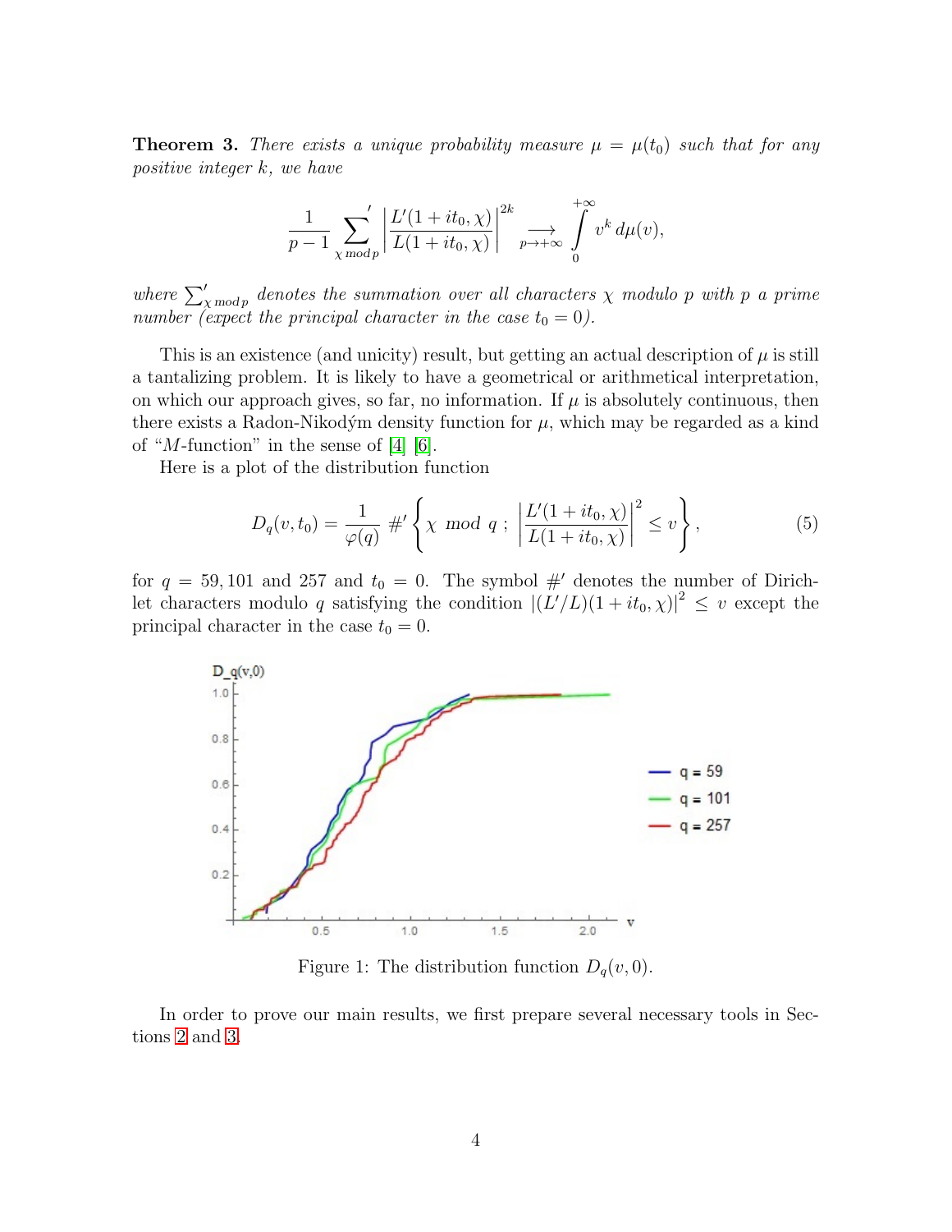**Theorem 3.** *There exists a unique probability measure $\mu = \mu(t_0)$ such that for any positive integer $k$, we have*

$$\frac{1}{p-1} \sideset{}{'}\sum_{\chi \bmod p} \left| \frac{L'(1+it_0,\chi)}{L(1+it_0,\chi)} \right|^{2k} \underset{p\to+\infty}{\longrightarrow} \int_0^{+\infty} v^k \, d\mu(v),$$

*where $\sum'_{\chi \bmod p}$ denotes the summation over all characters $\chi$ modulo $p$ with $p$ a prime number (expect the principal character in the case $t_0 = 0$).*

This is an existence (and unicity) result, but getting an actual description of $\mu$ is still a tantalizing problem. It is likely to have a geometrical or arithmetical interpretation, on which our approach gives, so far, no information. If $\mu$ is absolutely continuous, then there exists a Radon-Nikodým density function for $\mu$, which may be regarded as a kind of "$M$-function" in the sense of [4] [6].

Here is a plot of the distribution function

$$D_q(v,t_0) = \frac{1}{\varphi(q)} \#' \left\{ \chi \ mod \ q \ ; \ \left| \frac{L'(1+it_0,\chi)}{L(1+it_0,\chi)} \right|^2 \le v \right\}, \tag{5}$$

for $q = 59, 101$ and $257$ and $t_0 = 0$. The symbol $\#'$ denotes the number of Dirichlet characters modulo $q$ satisfying the condition $|(L'/L)(1+it_0,\chi)|^2 \le v$ except the principal character in the case $t_0 = 0$.

Figure 1: The distribution function $D_q(v, 0)$.

In order to prove our main results, we first prepare several necessary tools in Sections 2 and 3.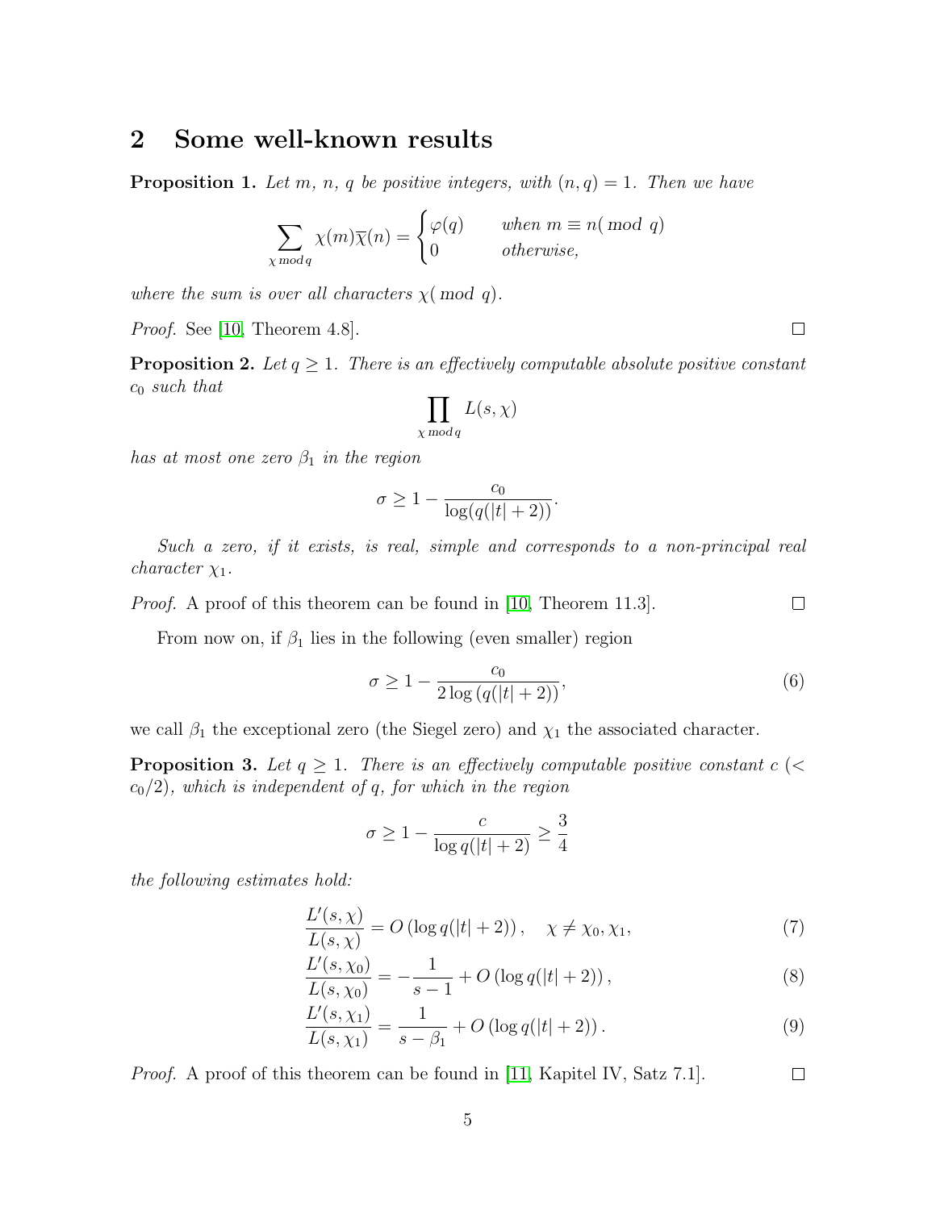## 2 Some well-known results

**Proposition 1.** *Let $m$, $n$, $q$ be positive integers, with $(n,q)=1$. Then we have*

$$\sum_{\chi \, mod \, q} \chi(m)\overline{\chi}(n) = \begin{cases} \varphi(q) & \text{when } m \equiv n (\bmod\ q) \\ 0 & \text{otherwise,} \end{cases}$$

*where the sum is over all characters $\chi(\bmod\ q)$.*

*Proof.* See [10, Theorem 4.8]. ☐

**Proposition 2.** *Let $q \geq 1$. There is an effectively computable absolute positive constant $c_0$ such that*

$$\prod_{\chi \, mod \, q} L(s,\chi)$$

*has at most one zero $\beta_1$ in the region*

$$\sigma \geq 1 - \frac{c_0}{\log(q(|t|+2))}.$$

*Such a zero, if it exists, is real, simple and corresponds to a non-principal real character $\chi_1$.*

*Proof.* A proof of this theorem can be found in [10, Theorem 11.3]. ☐

From now on, if $\beta_1$ lies in the following (even smaller) region

$$\sigma \geq 1 - \frac{c_0}{2\log\left(q(|t|+2)\right)}, \tag{6}$$

we call $\beta_1$ the exceptional zero (the Siegel zero) and $\chi_1$ the associated character.

**Proposition 3.** *Let $q \geq 1$. There is an effectively computable positive constant $c$ ($< c_0/2$), which is independent of $q$, for which in the region*

$$\sigma \geq 1 - \frac{c}{\log q(|t|+2)} \geq \frac{3}{4}$$

*the following estimates hold:*

$$\frac{L'(s,\chi)}{L(s,\chi)} = O\left(\log q(|t|+2)\right), \quad \chi \neq \chi_0, \chi_1, \tag{7}$$

$$\frac{L'(s,\chi_0)}{L(s,\chi_0)} = -\frac{1}{s-1} + O\left(\log q(|t|+2)\right), \tag{8}$$

$$\frac{L'(s,\chi_1)}{L(s,\chi_1)} = \frac{1}{s-\beta_1} + O\left(\log q(|t|+2)\right). \tag{9}$$

*Proof.* A proof of this theorem can be found in [11, Kapitel IV, Satz 7.1]. ☐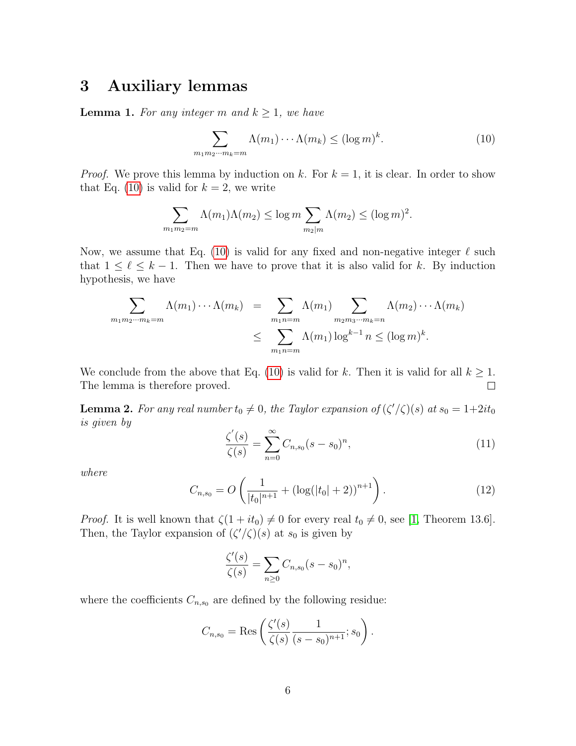## 3 Auxiliary lemmas

**Lemma 1.** *For any integer $m$ and $k \geq 1$, we have*

$$\sum_{m_1 m_2 \cdots m_k = m} \Lambda(m_1) \cdots \Lambda(m_k) \leq (\log m)^k. \tag{10}$$

*Proof.* We prove this lemma by induction on $k$. For $k = 1$, it is clear. In order to show that Eq. (10) is valid for $k = 2$, we write

$$\sum_{m_1 m_2 = m} \Lambda(m_1)\Lambda(m_2) \leq \log m \sum_{m_2 | m} \Lambda(m_2) \leq (\log m)^2.$$

Now, we assume that Eq. (10) is valid for any fixed and non-negative integer $\ell$ such that $1 \leq \ell \leq k-1$. Then we have to prove that it is also valid for $k$. By induction hypothesis, we have

$$\begin{aligned}
\sum_{m_1 m_2 \cdots m_k = m} \Lambda(m_1) \cdots \Lambda(m_k) &= \sum_{m_1 n = m} \Lambda(m_1) \sum_{m_2 m_3 \cdots m_k = n} \Lambda(m_2) \cdots \Lambda(m_k) \\
&\leq \sum_{m_1 n = m} \Lambda(m_1) \log^{k-1} n \leq (\log m)^k.
\end{aligned}$$

We conclude from the above that Eq. (10) is valid for $k$. Then it is valid for all $k \geq 1$. The lemma is therefore proved. $\square$

**Lemma 2.** *For any real number $t_0 \neq 0$, the Taylor expansion of $(\zeta'/\zeta)(s)$ at $s_0 = 1+2it_0$ is given by*

$$\frac{\zeta'(s)}{\zeta(s)} = \sum_{n=0}^{\infty} C_{n,s_0}(s - s_0)^n, \tag{11}$$

*where*

$$C_{n,s_0} = O\left( \frac{1}{|t_0|^{n+1}} + (\log(|t_0| + 2))^{n+1} \right). \tag{12}$$

*Proof.* It is well known that $\zeta(1+it_0) \neq 0$ for every real $t_0 \neq 0$, see [1, Theorem 13.6]. Then, the Taylor expansion of $(\zeta'/\zeta)(s)$ at $s_0$ is given by

$$\frac{\zeta'(s)}{\zeta(s)} = \sum_{n \geq 0} C_{n,s_0}(s - s_0)^n,$$

where the coefficients $C_{n,s_0}$ are defined by the following residue:

$$C_{n,s_0} = \operatorname{Res}\left( \frac{\zeta'(s)}{\zeta(s)} \frac{1}{(s - s_0)^{n+1}}; s_0 \right).$$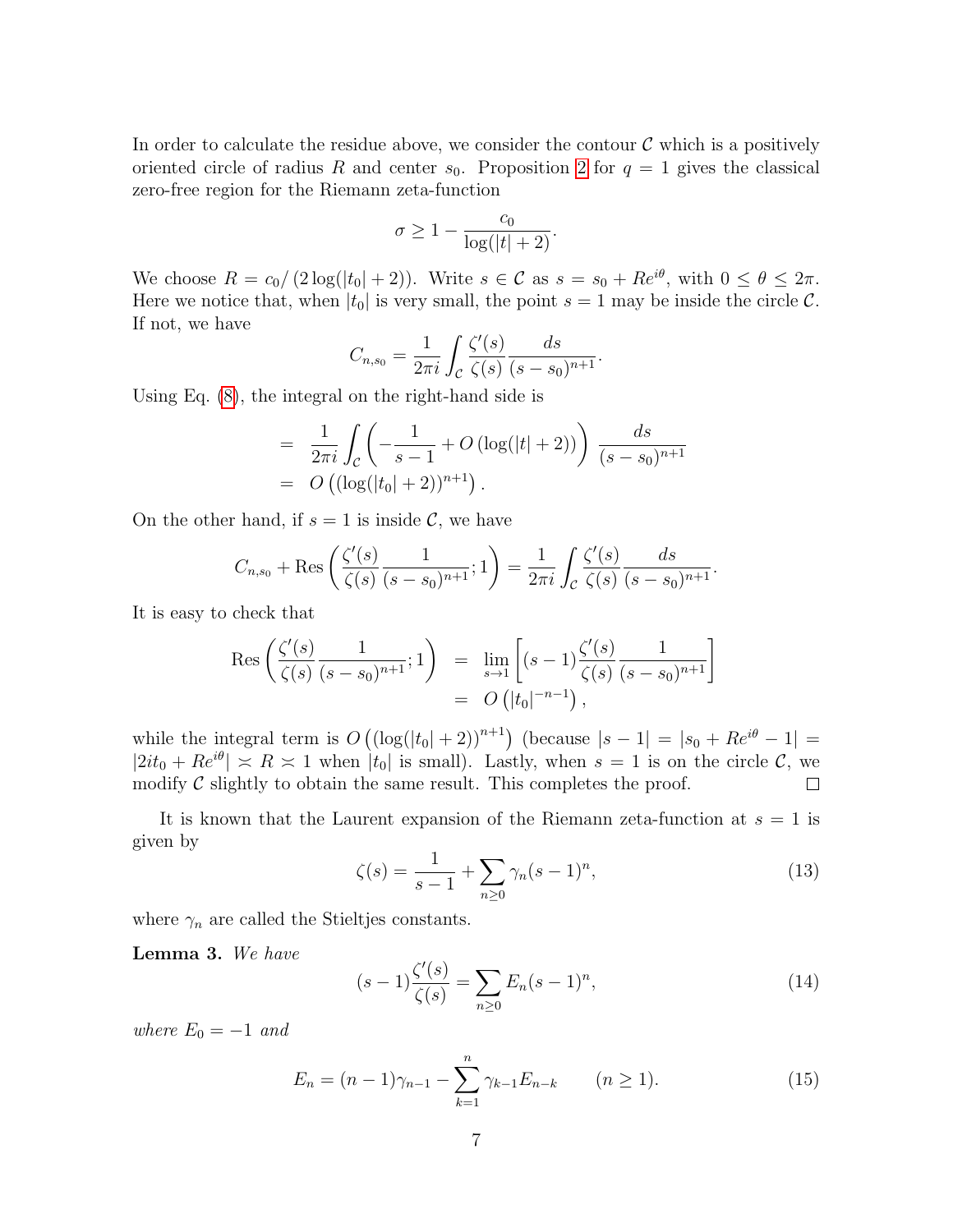In order to calculate the residue above, we consider the contour $\mathcal{C}$ which is a positively oriented circle of radius $R$ and center $s_0$. Proposition 2 for $q = 1$ gives the classical zero-free region for the Riemann zeta-function

$$\sigma \geq 1 - \frac{c_0}{\log(|t|+2)}.$$

We choose $R = c_0/\left(2\log(|t_0|+2)\right)$. Write $s \in \mathcal{C}$ as $s = s_0 + Re^{i\theta}$, with $0 \leq \theta \leq 2\pi$. Here we notice that, when $|t_0|$ is very small, the point $s = 1$ may be inside the circle $\mathcal{C}$. If not, we have

$$C_{n,s_0} = \frac{1}{2\pi i}\int_{\mathcal{C}} \frac{\zeta'(s)}{\zeta(s)} \frac{ds}{(s-s_0)^{n+1}}.$$

Using Eq. (8), the integral on the right-hand side is

$$\begin{aligned}
&= \frac{1}{2\pi i}\int_{\mathcal{C}} \left(-\frac{1}{s-1} + O\left(\log(|t|+2)\right)\right) \frac{ds}{(s-s_0)^{n+1}} \\
&= O\left((\log(|t_0|+2))^{n+1}\right).
\end{aligned}$$

On the other hand, if $s = 1$ is inside $\mathcal{C}$, we have

$$C_{n,s_0} + \operatorname{Res}\left(\frac{\zeta'(s)}{\zeta(s)}\frac{1}{(s-s_0)^{n+1}};1\right) = \frac{1}{2\pi i}\int_{\mathcal{C}} \frac{\zeta'(s)}{\zeta(s)} \frac{ds}{(s-s_0)^{n+1}}.$$

It is easy to check that

$$\begin{aligned}
\operatorname{Res}\left(\frac{\zeta'(s)}{\zeta(s)}\frac{1}{(s-s_0)^{n+1}};1\right) &= \lim_{s\to 1}\left[(s-1)\frac{\zeta'(s)}{\zeta(s)}\frac{1}{(s-s_0)^{n+1}}\right] \\
&= O\left(|t_0|^{-n-1}\right),
\end{aligned}$$

while the integral term is $O\left((\log(|t_0|+2))^{n+1}\right)$ (because $|s-1| = |s_0 + Re^{i\theta} - 1| = |2it_0 + Re^{i\theta}| \asymp R \asymp 1$ when $|t_0|$ is small). Lastly, when $s = 1$ is on the circle $\mathcal{C}$, we modify $\mathcal{C}$ slightly to obtain the same result. This completes the proof. $\square$

It is known that the Laurent expansion of the Riemann zeta-function at $s = 1$ is given by

$$\zeta(s) = \frac{1}{s-1} + \sum_{n\geq 0}\gamma_n (s-1)^n, \tag{13}$$

where $\gamma_n$ are called the Stieltjes constants.

**Lemma 3.** *We have*

$$(s-1)\frac{\zeta'(s)}{\zeta(s)} = \sum_{n\geq 0} E_n (s-1)^n, \tag{14}$$

*where $E_0 = -1$ and*

$$E_n = (n-1)\gamma_{n-1} - \sum_{k=1}^{n}\gamma_{k-1}E_{n-k} \qquad (n \geq 1). \tag{15}$$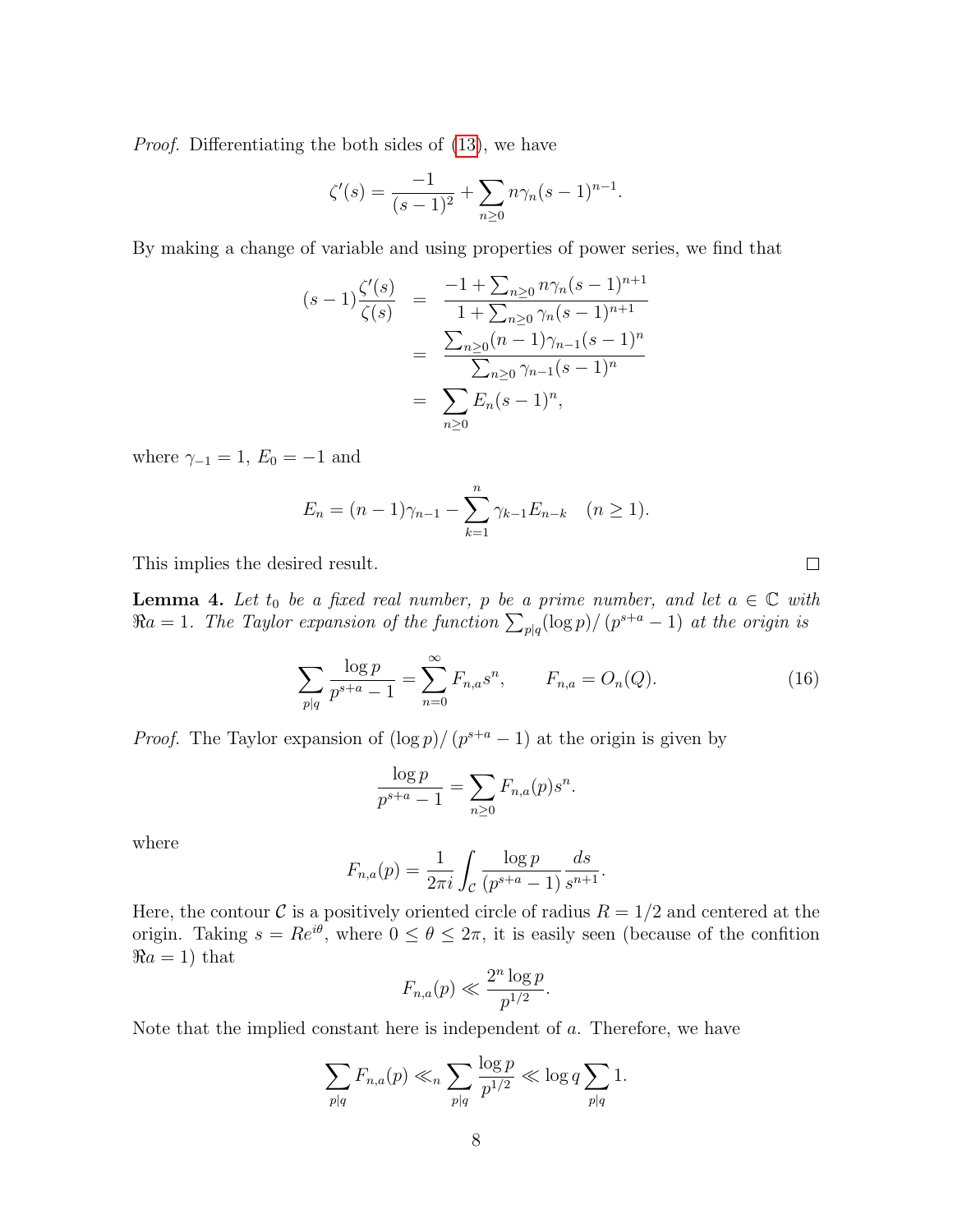*Proof.* Differentiating the both sides of (13), we have

$$\zeta'(s) = \frac{-1}{(s-1)^2} + \sum_{n\geq 0} n\gamma_n (s-1)^{n-1}.$$

By making a change of variable and using properties of power series, we find that

$$\begin{aligned}
(s-1)\frac{\zeta'(s)}{\zeta(s)} &= \frac{-1 + \sum_{n\geq 0} n\gamma_n (s-1)^{n+1}}{1 + \sum_{n\geq 0} \gamma_n (s-1)^{n+1}} \\
&= \frac{\sum_{n\geq 0} (n-1)\gamma_{n-1}(s-1)^n}{\sum_{n\geq 0} \gamma_{n-1}(s-1)^n} \\
&= \sum_{n\geq 0} E_n (s-1)^n,
\end{aligned}$$

where $\gamma_{-1} = 1$, $E_0 = -1$ and

$$E_n = (n-1)\gamma_{n-1} - \sum_{k=1}^{n} \gamma_{k-1} E_{n-k} \quad (n \geq 1).$$

This implies the desired result. ∎

**Lemma 4.** *Let $t_0$ be a fixed real number, $p$ be a prime number, and let $a \in \mathbb{C}$ with $\Re a = 1$. The Taylor expansion of the function $\sum_{p|q} (\log p) / (p^{s+a} - 1)$ at the origin is*

$$\sum_{p|q} \frac{\log p}{p^{s+a} - 1} = \sum_{n=0}^{\infty} F_{n,a} s^n, \qquad F_{n,a} = O_n(Q). \tag{16}$$

*Proof.* The Taylor expansion of $(\log p) / (p^{s+a} - 1)$ at the origin is given by

$$\frac{\log p}{p^{s+a} - 1} = \sum_{n\geq 0} F_{n,a}(p) s^n.$$

where

$$F_{n,a}(p) = \frac{1}{2\pi i} \int_{\mathcal{C}} \frac{\log p}{(p^{s+a} - 1)} \frac{ds}{s^{n+1}}.$$

Here, the contour $\mathcal{C}$ is a positively oriented circle of radius $R = 1/2$ and centered at the origin. Taking $s = Re^{i\theta}$, where $0 \leq \theta \leq 2\pi$, it is easily seen (because of the confition $\Re a = 1$) that

$$F_{n,a}(p) \ll \frac{2^n \log p}{p^{1/2}}.$$

Note that the implied constant here is independent of $a$. Therefore, we have

$$\sum_{p|q} F_{n,a}(p) \ll_n \sum_{p|q} \frac{\log p}{p^{1/2}} \ll \log q \sum_{p|q} 1.$$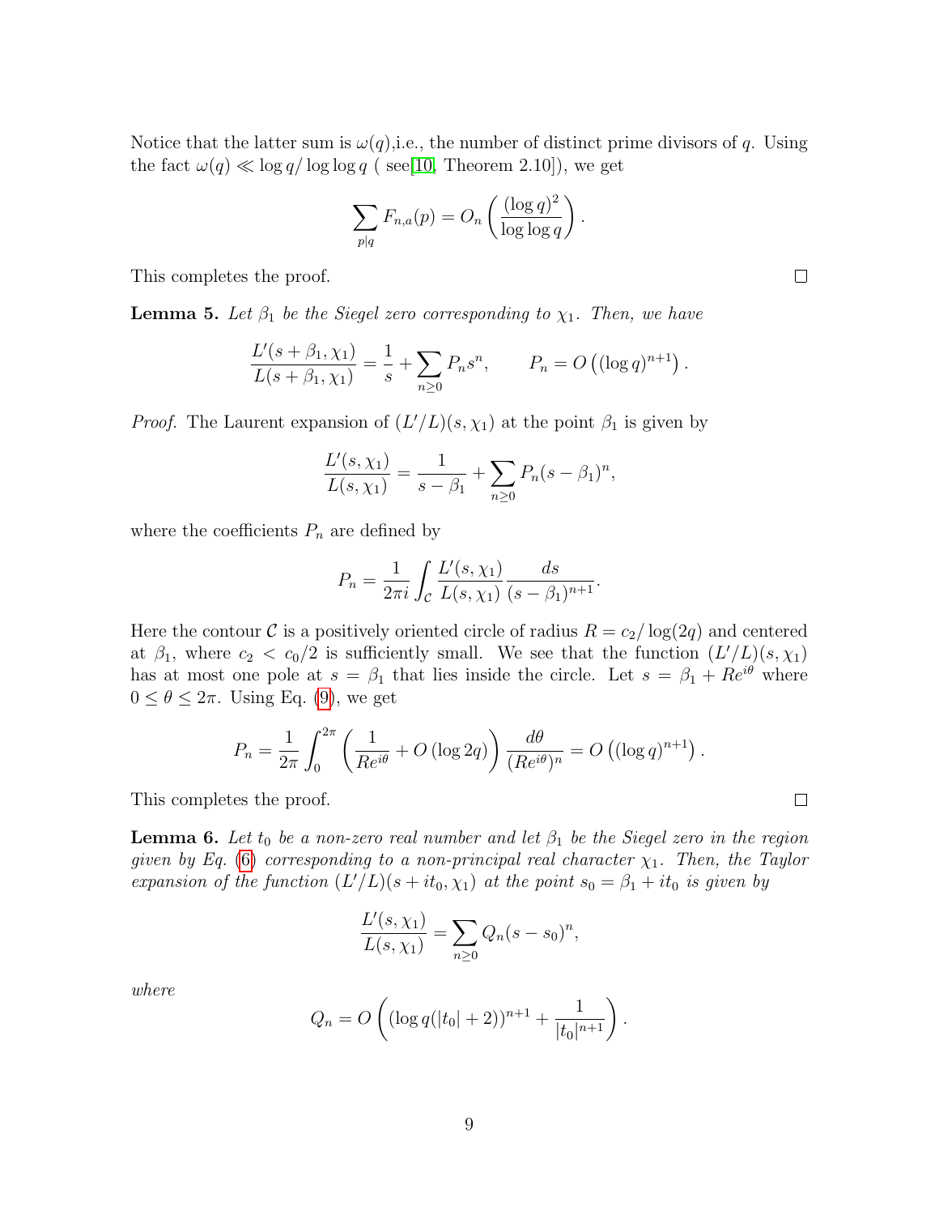Notice that the latter sum is $\omega(q)$,i.e., the number of distinct prime divisors of $q$. Using the fact $\omega(q) \ll \log q/\log\log q$ ( see[10, Theorem 2.10]), we get

$$\sum_{p|q} F_{n,a}(p) = O_n\left(\frac{(\log q)^2}{\log\log q}\right).$$

This completes the proof. $\square$

**Lemma 5.** *Let $\beta_1$ be the Siegel zero corresponding to $\chi_1$. Then, we have*

$$\frac{L'(s+\beta_1,\chi_1)}{L(s+\beta_1,\chi_1)} = \frac{1}{s} + \sum_{n\geq 0} P_n s^n, \qquad P_n = O\left((\log q)^{n+1}\right).$$

*Proof.* The Laurent expansion of $(L'/L)(s,\chi_1)$ at the point $\beta_1$ is given by

$$\frac{L'(s,\chi_1)}{L(s,\chi_1)} = \frac{1}{s-\beta_1} + \sum_{n\geq 0} P_n (s-\beta_1)^n,$$

where the coefficients $P_n$ are defined by

$$P_n = \frac{1}{2\pi i}\int_{\mathcal{C}} \frac{L'(s,\chi_1)}{L(s,\chi_1)} \frac{ds}{(s-\beta_1)^{n+1}}.$$

Here the contour $\mathcal{C}$ is a positively oriented circle of radius $R = c_2/\log(2q)$ and centered at $\beta_1$, where $c_2 < c_0/2$ is sufficiently small. We see that the function $(L'/L)(s,\chi_1)$ has at most one pole at $s = \beta_1$ that lies inside the circle. Let $s = \beta_1 + Re^{i\theta}$ where $0 \leq \theta \leq 2\pi$. Using Eq. (9), we get

$$P_n = \frac{1}{2\pi}\int_0^{2\pi} \left(\frac{1}{Re^{i\theta}} + O\left(\log 2q\right)\right) \frac{d\theta}{(Re^{i\theta})^n} = O\left((\log q)^{n+1}\right).$$

This completes the proof. $\square$

**Lemma 6.** *Let $t_0$ be a non-zero real number and let $\beta_1$ be the Siegel zero in the region given by Eq. (6) corresponding to a non-principal real character $\chi_1$. Then, the Taylor expansion of the function $(L'/L)(s+it_0,\chi_1)$ at the point $s_0 = \beta_1 + it_0$ is given by*

$$\frac{L'(s,\chi_1)}{L(s,\chi_1)} = \sum_{n\geq 0} Q_n (s-s_0)^n,$$

*where*

$$Q_n = O\left((\log q(|t_0|+2))^{n+1} + \frac{1}{|t_0|^{n+1}}\right).$$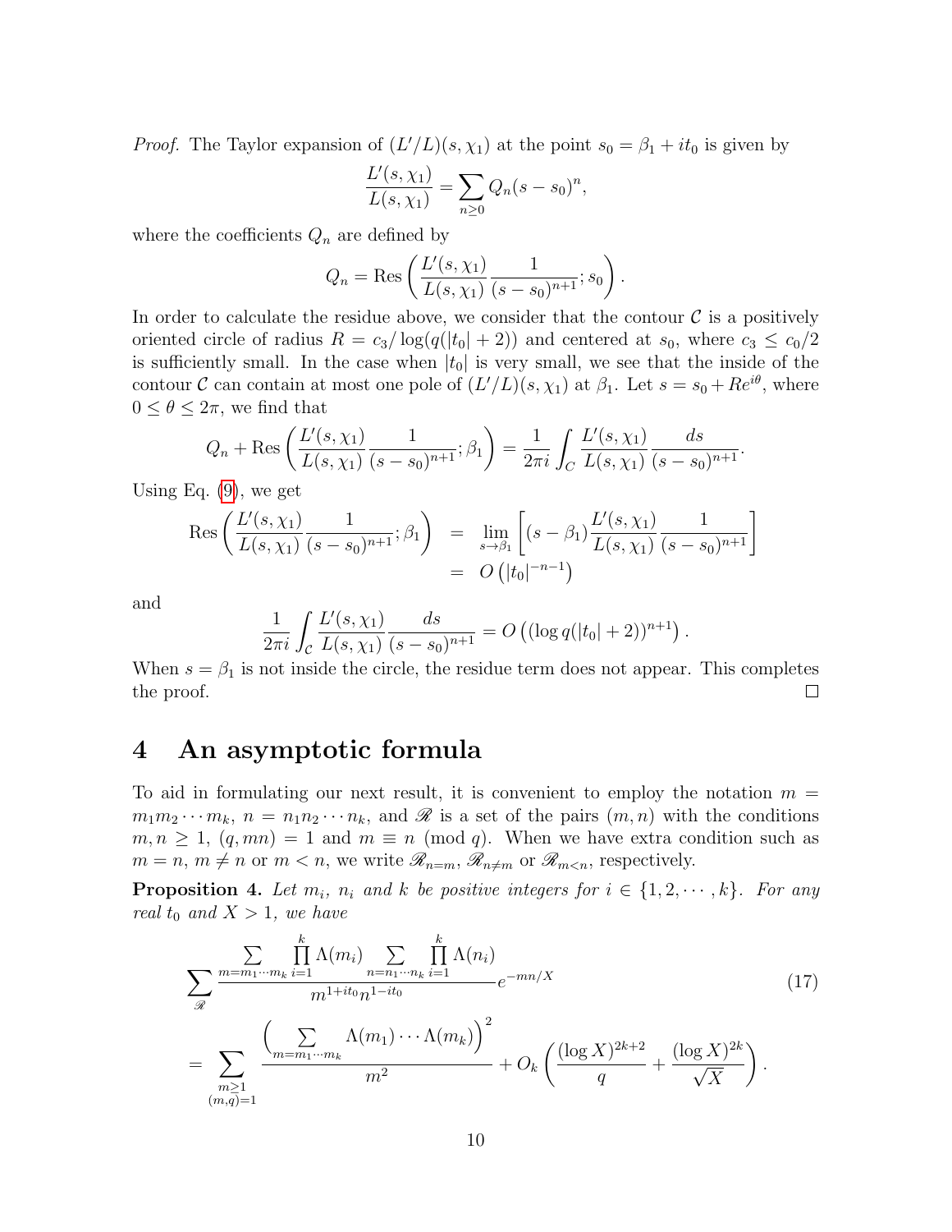*Proof.* The Taylor expansion of $(L'/L)(s,\chi_1)$ at the point $s_0 = \beta_1 + it_0$ is given by

$$\frac{L'(s,\chi_1)}{L(s,\chi_1)} = \sum_{n\geq 0} Q_n (s-s_0)^n,$$

where the coefficients $Q_n$ are defined by

$$Q_n = \mathrm{Res}\left(\frac{L'(s,\chi_1)}{L(s,\chi_1)}\frac{1}{(s-s_0)^{n+1}}; s_0\right).$$

In order to calculate the residue above, we consider that the contour $\mathcal{C}$ is a positively oriented circle of radius $R = c_3/\log(q(|t_0|+2))$ and centered at $s_0$, where $c_3 \leq c_0/2$ is sufficiently small. In the case when $|t_0|$ is very small, we see that the inside of the contour $\mathcal{C}$ can contain at most one pole of $(L'/L)(s,\chi_1)$ at $\beta_1$. Let $s = s_0 + Re^{i\theta}$, where $0 \leq \theta \leq 2\pi$, we find that

$$Q_n + \mathrm{Res}\left(\frac{L'(s,\chi_1)}{L(s,\chi_1)}\frac{1}{(s-s_0)^{n+1}}; \beta_1\right) = \frac{1}{2\pi i}\int_C \frac{L'(s,\chi_1)}{L(s,\chi_1)}\frac{ds}{(s-s_0)^{n+1}}.$$

Using Eq. (9), we get

$$\begin{aligned}
\mathrm{Res}\left(\frac{L'(s,\chi_1)}{L(s,\chi_1)}\frac{1}{(s-s_0)^{n+1}}; \beta_1\right) &= \lim_{s\to\beta_1}\left[(s-\beta_1)\frac{L'(s,\chi_1)}{L(s,\chi_1)}\frac{1}{(s-s_0)^{n+1}}\right] \\
&= O\left(|t_0|^{-n-1}\right)
\end{aligned}$$

and

$$\frac{1}{2\pi i}\int_{\mathcal{C}} \frac{L'(s,\chi_1)}{L(s,\chi_1)}\frac{ds}{(s-s_0)^{n+1}} = O\left((\log q(|t_0|+2))^{n+1}\right).$$

When $s = \beta_1$ is not inside the circle, the residue term does not appear. This completes the proof. □

# 4 An asymptotic formula

To aid in formulating our next result, it is convenient to employ the notation $m = m_1 m_2 \cdots m_k$, $n = n_1 n_2 \cdots n_k$, and $\mathscr{R}$ is a set of the pairs $(m,n)$ with the conditions $m,n \geq 1$, $(q,mn) = 1$ and $m \equiv n \pmod q$. When we have extra condition such as $m = n$, $m \neq n$ or $m < n$, we write $\mathscr{R}_{n=m}$, $\mathscr{R}_{n\neq m}$ or $\mathscr{R}_{m<n}$, respectively.

**Proposition 4.** *Let $m_i$, $n_i$ and $k$ be positive integers for $i \in \{1,2,\cdots,k\}$. For any real $t_0$ and $X > 1$, we have*

$$\begin{aligned}
&\sum_{\mathscr{R}} \frac{\sum\limits_{m=m_1\cdots m_k}\prod\limits_{i=1}^{k}\Lambda(m_i)\sum\limits_{n=n_1\cdots n_k}\prod\limits_{i=1}^{k}\Lambda(n_i)}{m^{1+it_0}n^{1-it_0}} e^{-mn/X} \qquad (17)\\
&= \sum_{\substack{m\geq 1\\(m,q)=1}} \frac{\left(\sum\limits_{m=m_1\cdots m_k}\Lambda(m_1)\cdots\Lambda(m_k)\right)^2}{m^2} + O_k\left(\frac{(\log X)^{2k+2}}{q} + \frac{(\log X)^{2k}}{\sqrt{X}}\right).
\end{aligned}$$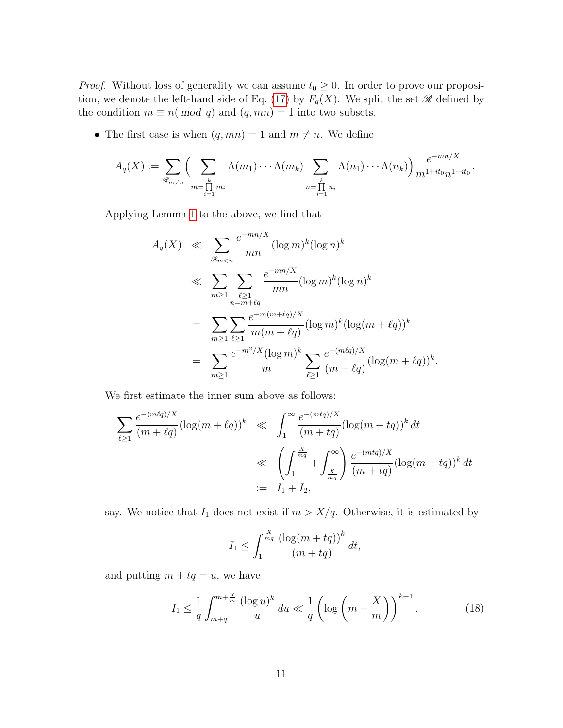*Proof.* Without loss of generality we can assume $t_0 \geq 0$. In order to prove our proposition, we denote the left-hand side of Eq. (17) by $F_q(X)$. We split the set $\mathscr{R}$ defined by the condition $m \equiv n (\mathit{mod}\ q)$ and $(q, mn) = 1$ into two subsets.

- The first case is when $(q, mn) = 1$ and $m \neq n$. We define

$$A_q(X) := \sum_{\mathscr{R}_{m \neq n}} \Big( \sum_{m = \prod_{i=1}^{k} m_i} \Lambda(m_1) \cdots \Lambda(m_k) \sum_{n = \prod_{i=1}^{k} n_i} \Lambda(n_1) \cdots \Lambda(n_k) \Big) \frac{e^{-mn/X}}{m^{1+it_0} n^{1-it_0}}.$$

Applying Lemma 1 to the above, we find that

$$\begin{aligned}
A_q(X) &\ll \sum_{\mathscr{R}_{m<n}} \frac{e^{-mn/X}}{mn} (\log m)^k (\log n)^k \\
&\ll \sum_{m \geq 1} \sum_{\substack{\ell \geq 1 \\ n = m + \ell q}} \frac{e^{-mn/X}}{mn} (\log m)^k (\log n)^k \\
&= \sum_{m \geq 1} \sum_{\ell \geq 1} \frac{e^{-m(m+\ell q)/X}}{m(m+\ell q)} (\log m)^k (\log(m+\ell q))^k \\
&= \sum_{m \geq 1} \frac{e^{-m^2/X} (\log m)^k}{m} \sum_{\ell \geq 1} \frac{e^{-(m\ell q)/X}}{(m+\ell q)} (\log(m+\ell q))^k.
\end{aligned}$$

We first estimate the inner sum above as follows:

$$\begin{aligned}
\sum_{\ell \geq 1} \frac{e^{-(m\ell q)/X}}{(m+\ell q)} (\log(m+\ell q))^k &\ll \int_1^\infty \frac{e^{-(mtq)/X}}{(m+tq)} (\log(m+tq))^k \, dt \\
&\ll \left( \int_1^{\frac{X}{mq}} + \int_{\frac{X}{mq}}^\infty \right) \frac{e^{-(mtq)/X}}{(m+tq)} (\log(m+tq))^k \, dt \\
&:= I_1 + I_2,
\end{aligned}$$

say. We notice that $I_1$ does not exist if $m > X/q$. Otherwise, it is estimated by

$$I_1 \leq \int_1^{\frac{X}{mq}} \frac{(\log(m+tq))^k}{(m+tq)} \, dt,$$

and putting $m + tq = u$, we have

$$I_1 \leq \frac{1}{q} \int_{m+q}^{m+\frac{X}{m}} \frac{(\log u)^k}{u} \, du \ll \frac{1}{q} \left( \log \left( m + \frac{X}{m} \right) \right)^{k+1}. \tag{18}$$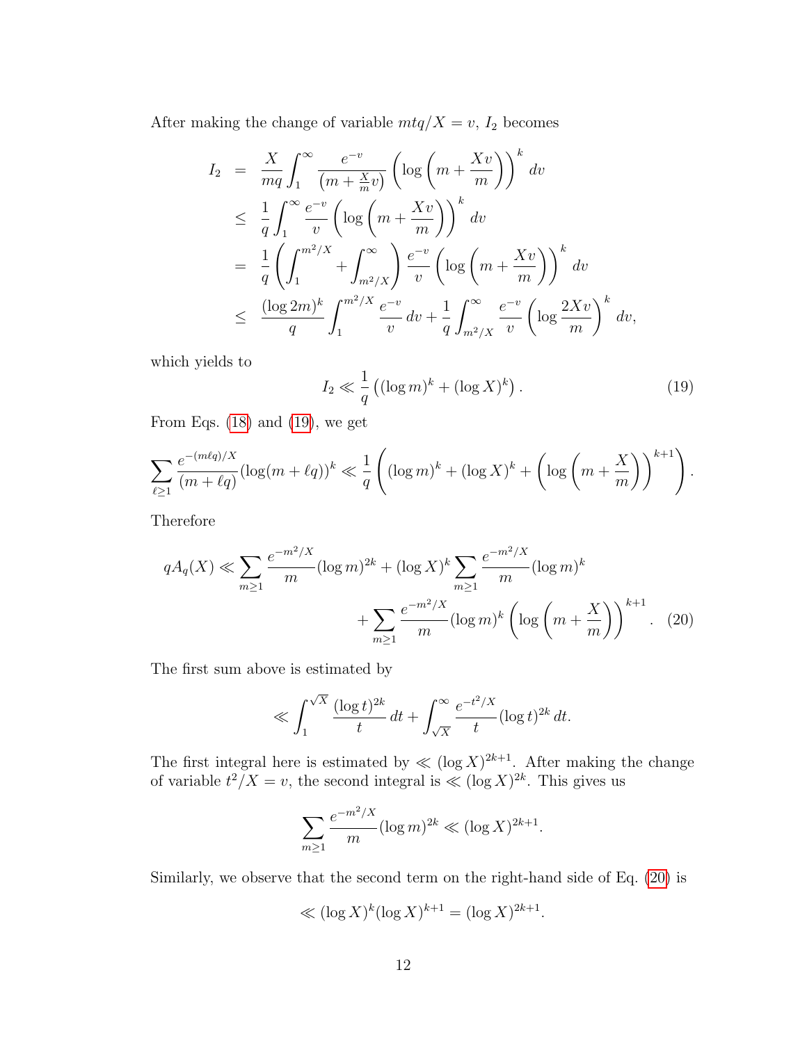After making the change of variable $mtq/X = v$, $I_2$ becomes

$$
\begin{aligned}
I_2 &= \frac{X}{mq}\int_1^\infty \frac{e^{-v}}{\left(m+\frac{X}{m}v\right)}\left(\log\left(m+\frac{Xv}{m}\right)\right)^k dv \\
&\le \frac{1}{q}\int_1^\infty \frac{e^{-v}}{v}\left(\log\left(m+\frac{Xv}{m}\right)\right)^k dv \\
&= \frac{1}{q}\left(\int_1^{m^2/X}+\int_{m^2/X}^\infty\right)\frac{e^{-v}}{v}\left(\log\left(m+\frac{Xv}{m}\right)\right)^k dv \\
&\le \frac{(\log 2m)^k}{q}\int_1^{m^2/X}\frac{e^{-v}}{v}\,dv+\frac{1}{q}\int_{m^2/X}^\infty \frac{e^{-v}}{v}\left(\log\frac{2Xv}{m}\right)^k dv,
\end{aligned}
$$

which yields to

$$
I_2 \ll \frac{1}{q}\left((\log m)^k+(\log X)^k\right). \tag{19}
$$

From Eqs. (18) and (19), we get

$$
\sum_{\ell\ge 1}\frac{e^{-(m\ell q)/X}}{(m+\ell q)}(\log(m+\ell q))^k \ll \frac{1}{q}\left((\log m)^k+(\log X)^k+\left(\log\left(m+\frac{X}{m}\right)\right)^{k+1}\right).
$$

Therefore

$$
\begin{aligned}
qA_q(X) \ll \sum_{m\ge 1}\frac{e^{-m^2/X}}{m}(\log m)^{2k}+(\log X)^k\sum_{m\ge 1}\frac{e^{-m^2/X}}{m}(\log m)^k \\
+\sum_{m\ge 1}\frac{e^{-m^2/X}}{m}(\log m)^k\left(\log\left(m+\frac{X}{m}\right)\right)^{k+1}. 
\end{aligned} \tag{20}
$$

The first sum above is estimated by

$$
\ll \int_1^{\sqrt{X}}\frac{(\log t)^{2k}}{t}\,dt+\int_{\sqrt{X}}^\infty \frac{e^{-t^2/X}}{t}(\log t)^{2k}\,dt.
$$

The first integral here is estimated by $\ll (\log X)^{2k+1}$. After making the change of variable $t^2/X = v$, the second integral is $\ll (\log X)^{2k}$. This gives us

$$
\sum_{m\ge 1}\frac{e^{-m^2/X}}{m}(\log m)^{2k} \ll (\log X)^{2k+1}.
$$

Similarly, we observe that the second term on the right-hand side of Eq. (20) is

$$
\ll (\log X)^k(\log X)^{k+1} = (\log X)^{2k+1}.
$$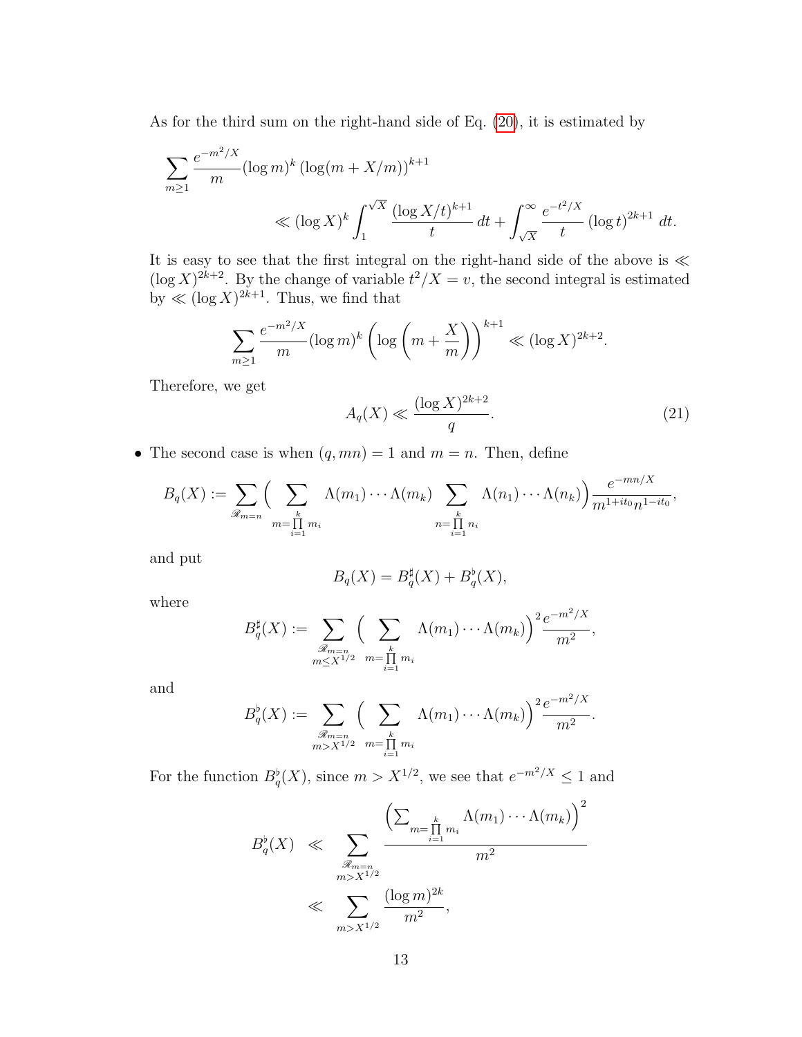As for the third sum on the right-hand side of Eq. (20), it is estimated by

$$\sum_{m\geq 1}\frac{e^{-m^2/X}}{m}(\log m)^k\left(\log(m+X/m)\right)^{k+1} \ll (\log X)^k\int_1^{\sqrt{X}}\frac{(\log X/t)^{k+1}}{t}\,dt+\int_{\sqrt{X}}^{\infty}\frac{e^{-t^2/X}}{t}(\log t)^{2k+1}\,dt.$$

It is easy to see that the first integral on the right-hand side of the above is $\ll (\log X)^{2k+2}$. By the change of variable $t^2/X = v$, the second integral is estimated by $\ll (\log X)^{2k+1}$. Thus, we find that

$$\sum_{m\geq 1}\frac{e^{-m^2/X}}{m}(\log m)^k\left(\log\left(m+\frac{X}{m}\right)\right)^{k+1} \ll (\log X)^{2k+2}.$$

Therefore, we get

$$A_q(X) \ll \frac{(\log X)^{2k+2}}{q}. \tag{21}$$

- The second case is when $(q, mn) = 1$ and $m = n$. Then, define

$$B_q(X) := \sum_{\mathscr{R}_{m=n}}\Big(\sum_{m=\prod_{i=1}^{k} m_i}\Lambda(m_1)\cdots\Lambda(m_k)\sum_{n=\prod_{i=1}^{k} n_i}\Lambda(n_1)\cdots\Lambda(n_k)\Big)\frac{e^{-mn/X}}{m^{1+it_0}n^{1-it_0}},$$

and put

$$B_q(X) = B_q^{\sharp}(X) + B_q^{\flat}(X),$$

where

$$B_q^{\sharp}(X) := \sum_{\substack{\mathscr{R}_{m=n}\\ m\leq X^{1/2}}}\Big(\sum_{m=\prod_{i=1}^{k} m_i}\Lambda(m_1)\cdots\Lambda(m_k)\Big)^2\frac{e^{-m^2/X}}{m^2},$$

and

$$B_q^{\flat}(X) := \sum_{\substack{\mathscr{R}_{m=n}\\ m> X^{1/2}}}\Big(\sum_{m=\prod_{i=1}^{k} m_i}\Lambda(m_1)\cdots\Lambda(m_k)\Big)^2\frac{e^{-m^2/X}}{m^2}.$$

For the function $B_q^{\flat}(X)$, since $m > X^{1/2}$, we see that $e^{-m^2/X} \leq 1$ and

$$\begin{aligned} B_q^{\flat}(X) &\ll \sum_{\substack{\mathscr{R}_{m=n}\\ m> X^{1/2}}}\frac{\Big(\sum_{m=\prod_{i=1}^{k} m_i}\Lambda(m_1)\cdots\Lambda(m_k)\Big)^2}{m^2} \\ &\ll \sum_{m>X^{1/2}}\frac{(\log m)^{2k}}{m^2}, \end{aligned}$$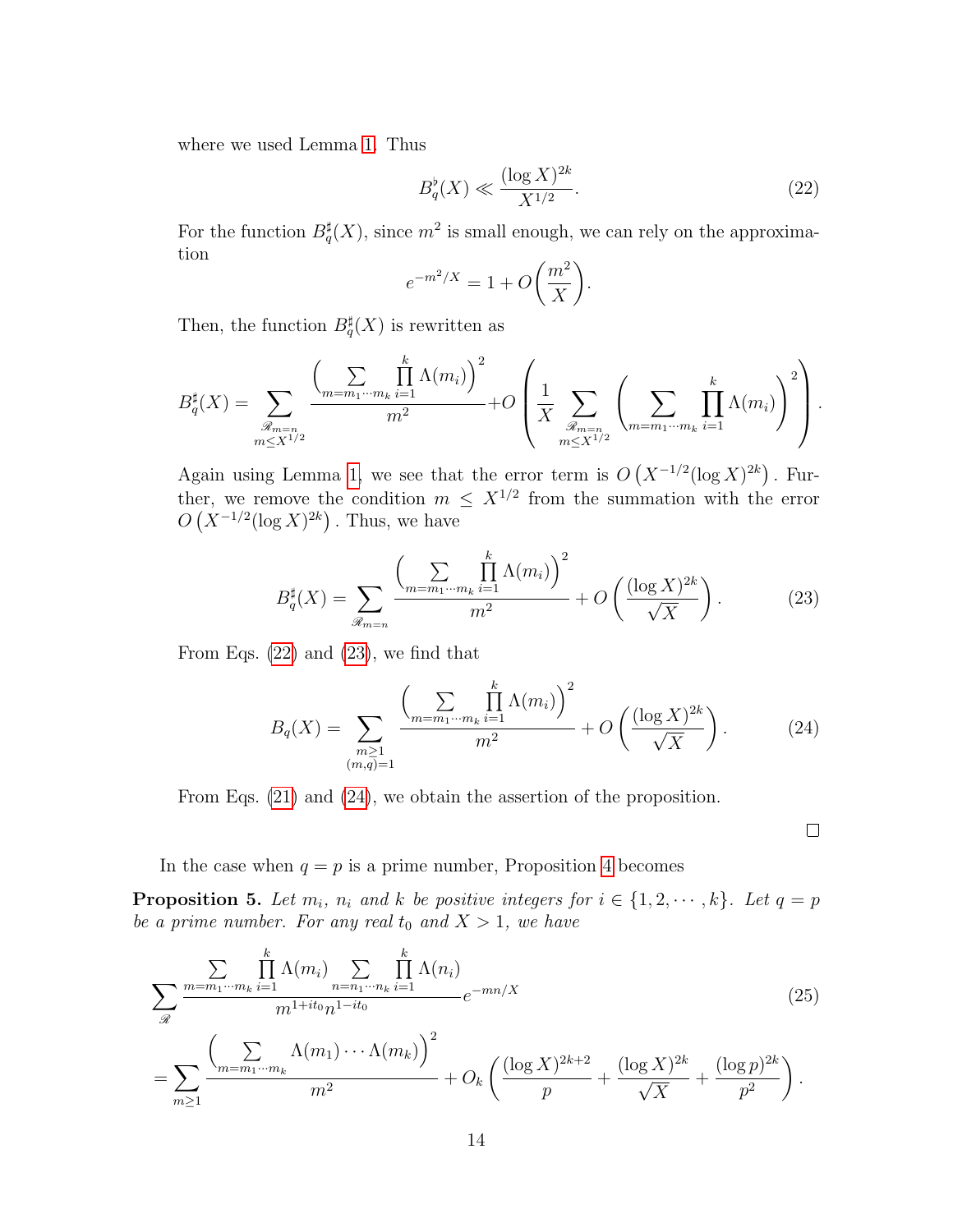where we used Lemma 1. Thus

$$B_q^{\flat}(X) \ll \frac{(\log X)^{2k}}{X^{1/2}}. \tag{22}$$

For the function $B_q^{\sharp}(X)$, since $m^2$ is small enough, we can rely on the approximation

$$e^{-m^2/X} = 1 + O\left(\frac{m^2}{X}\right).$$

Then, the function $B_q^{\sharp}(X)$ is rewritten as

$$B_q^{\sharp}(X) = \sum_{\substack{\mathscr{R}_{m=n} \\ m \le X^{1/2}}} \frac{\left(\sum_{m=m_1\cdots m_k} \prod_{i=1}^{k} \Lambda(m_i)\right)^2}{m^2} + O\left(\frac{1}{X} \sum_{\substack{\mathscr{R}_{m=n} \\ m \le X^{1/2}}} \left(\sum_{m=m_1\cdots m_k} \prod_{i=1}^{k} \Lambda(m_i)\right)^2\right).$$

Again using Lemma 1, we see that the error term is $O\left(X^{-1/2}(\log X)^{2k}\right)$. Further, we remove the condition $m \le X^{1/2}$ from the summation with the error $O\left(X^{-1/2}(\log X)^{2k}\right)$. Thus, we have

$$B_q^{\sharp}(X) = \sum_{\mathscr{R}_{m=n}} \frac{\left(\sum_{m=m_1\cdots m_k} \prod_{i=1}^{k} \Lambda(m_i)\right)^2}{m^2} + O\left(\frac{(\log X)^{2k}}{\sqrt{X}}\right). \tag{23}$$

From Eqs. (22) and (23), we find that

$$B_q(X) = \sum_{\substack{m \ge 1 \\ (m,q)=1}} \frac{\left(\sum_{m=m_1\cdots m_k} \prod_{i=1}^{k} \Lambda(m_i)\right)^2}{m^2} + O\left(\frac{(\log X)^{2k}}{\sqrt{X}}\right). \tag{24}$$

From Eqs. (21) and (24), we obtain the assertion of the proposition.

□

In the case when $q = p$ is a prime number, Proposition 4 becomes

**Proposition 5.** *Let $m_i$, $n_i$ and $k$ be positive integers for $i \in \{1, 2, \cdots, k\}$. Let $q = p$ be a prime number. For any real $t_0$ and $X > 1$, we have*

$$\sum_{\mathscr{R}} \frac{\sum_{m=m_1\cdots m_k} \prod_{i=1}^{k} \Lambda(m_i) \sum_{n=n_1\cdots n_k} \prod_{i=1}^{k} \Lambda(n_i)}{m^{1+it_0} n^{1-it_0}} e^{-mn/X} \tag{25}$$

$$= \sum_{m \ge 1} \frac{\left(\sum_{m=m_1\cdots m_k} \Lambda(m_1)\cdots\Lambda(m_k)\right)^2}{m^2} + O_k\left(\frac{(\log X)^{2k+2}}{p} + \frac{(\log X)^{2k}}{\sqrt{X}} + \frac{(\log p)^{2k}}{p^2}\right).$$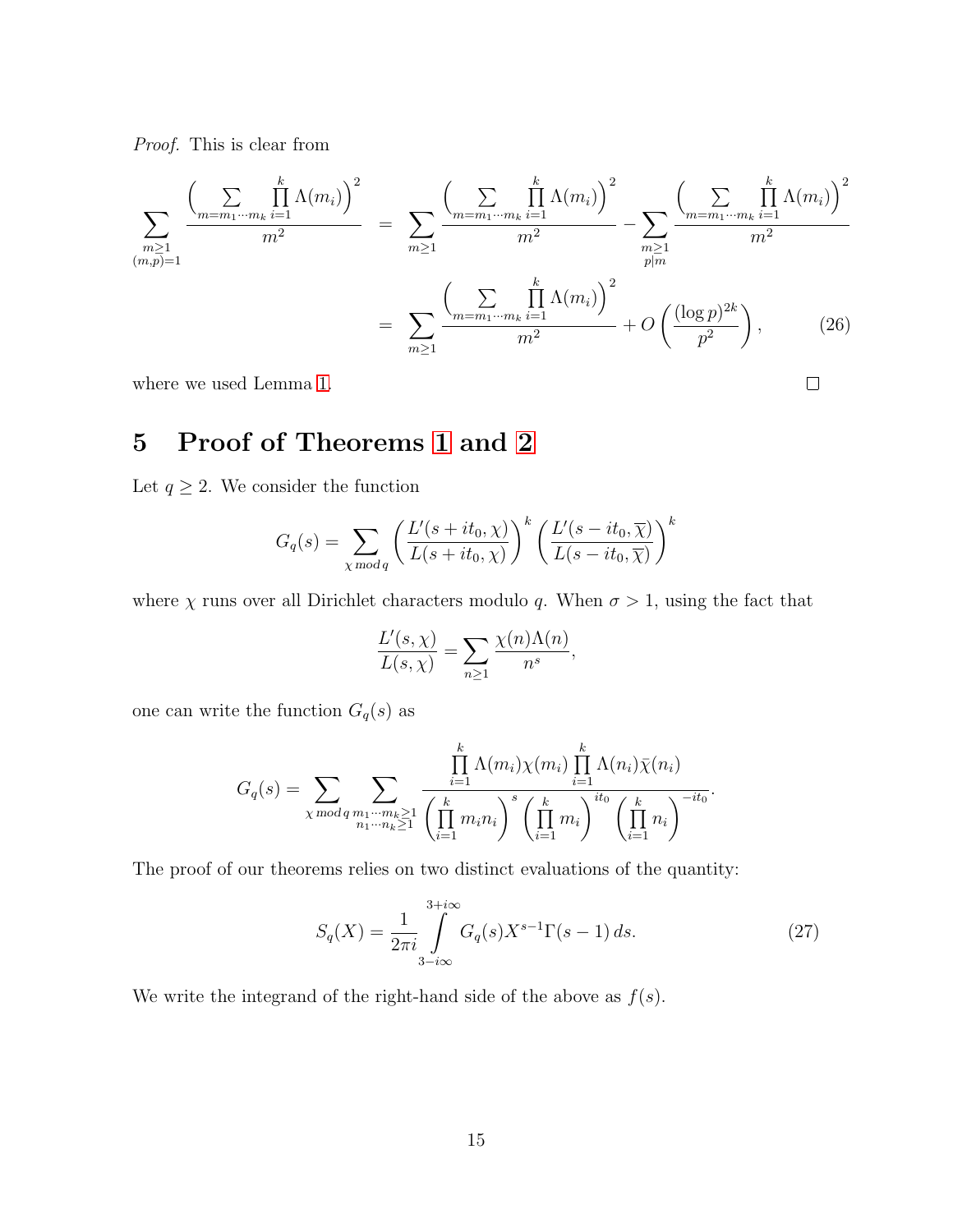*Proof.* This is clear from

$$
\begin{aligned}
\sum_{\substack{m\geq 1\\(m,p)=1}} \frac{\Big(\sum\limits_{m=m_1\cdots m_k}\prod\limits_{i=1}^{k}\Lambda(m_i)\Big)^2}{m^2} &= \sum_{m\geq 1} \frac{\Big(\sum\limits_{m=m_1\cdots m_k}\prod\limits_{i=1}^{k}\Lambda(m_i)\Big)^2}{m^2} - \sum_{\substack{m\geq 1\\ p\mid m}} \frac{\Big(\sum\limits_{m=m_1\cdots m_k}\prod\limits_{i=1}^{k}\Lambda(m_i)\Big)^2}{m^2} \\
&= \sum_{m\geq 1} \frac{\Big(\sum\limits_{m=m_1\cdots m_k}\prod\limits_{i=1}^{k}\Lambda(m_i)\Big)^2}{m^2} + O\left(\frac{(\log p)^{2k}}{p^2}\right), \qquad (26)
\end{aligned}
$$

where we used Lemma 1. □

# 5 Proof of Theorems 1 and 2

Let $q \geq 2$. We consider the function

$$
G_q(s) = \sum_{\chi \bmod q} \left(\frac{L'(s+it_0,\chi)}{L(s+it_0,\chi)}\right)^k \left(\frac{L'(s-it_0,\overline{\chi})}{L(s-it_0,\overline{\chi})}\right)^k
$$

where $\chi$ runs over all Dirichlet characters modulo $q$. When $\sigma > 1$, using the fact that

$$
\frac{L'(s,\chi)}{L(s,\chi)} = \sum_{n\geq 1} \frac{\chi(n)\Lambda(n)}{n^s},
$$

one can write the function $G_q(s)$ as

$$
G_q(s) = \sum_{\chi \bmod q} \sum_{\substack{m_1\cdots m_k\geq 1\\ n_1\cdots n_k\geq 1}} \frac{\prod\limits_{i=1}^{k}\Lambda(m_i)\chi(m_i)\prod\limits_{i=1}^{k}\Lambda(n_i)\bar{\chi}(n_i)}{\left(\prod\limits_{i=1}^{k} m_i n_i\right)^s \left(\prod\limits_{i=1}^{k} m_i\right)^{it_0} \left(\prod\limits_{i=1}^{k} n_i\right)^{-it_0}}.
$$

The proof of our theorems relies on two distinct evaluations of the quantity:

$$
S_q(X) = \frac{1}{2\pi i}\int_{3-i\infty}^{3+i\infty} G_q(s)X^{s-1}\Gamma(s-1)\,ds. \qquad (27)
$$

We write the integrand of the right-hand side of the above as $f(s)$.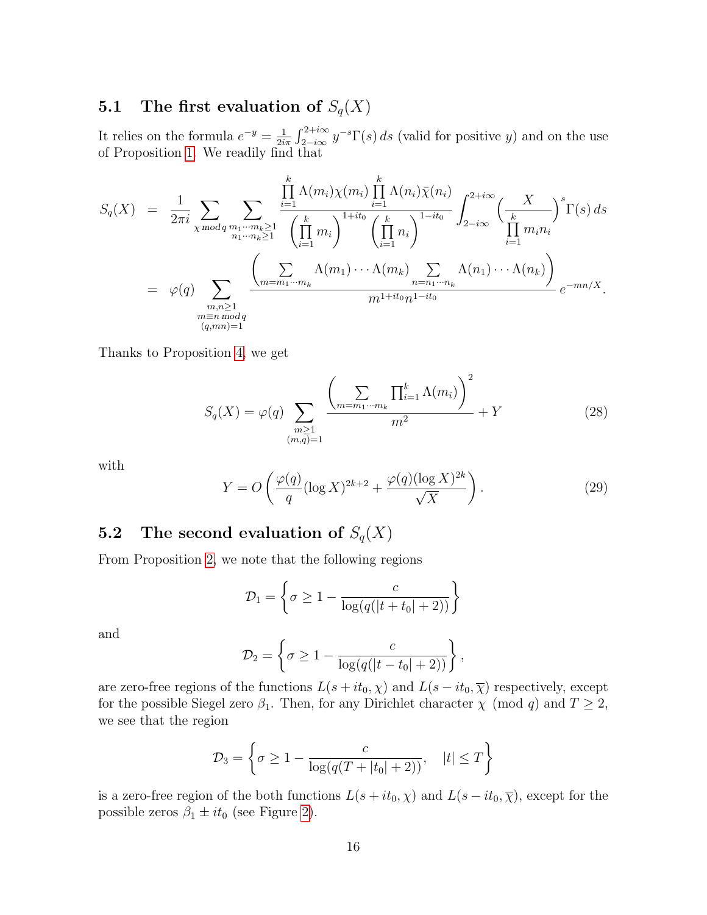### 5.1 The first evaluation of $S_q(X)$

It relies on the formula $e^{-y} = \frac{1}{2i\pi}\int_{2-i\infty}^{2+i\infty} y^{-s}\Gamma(s)\,ds$ (valid for positive $y$) and on the use of Proposition 1. We readily find that

$$
\begin{aligned}
S_q(X) &= \frac{1}{2\pi i}\sum_{\chi \bmod q}\sum_{\substack{m_1\cdots m_k\geq 1\\ n_1\cdots n_k\geq 1}} \frac{\prod_{i=1}^{k}\Lambda(m_i)\chi(m_i)\prod_{i=1}^{k}\Lambda(n_i)\bar{\chi}(n_i)}{\left(\prod_{i=1}^{k} m_i\right)^{1+it_0}\left(\prod_{i=1}^{k} n_i\right)^{1-it_0}} \int_{2-i\infty}^{2+i\infty}\left(\frac{X}{\prod_{i=1}^{k} m_i n_i}\right)^{s}\Gamma(s)\,ds \\
&= \varphi(q)\sum_{\substack{m,n\geq 1\\ m\equiv n \bmod q\\ (q,mn)=1}} \frac{\left(\sum_{m=m_1\cdots m_k}\Lambda(m_1)\cdots\Lambda(m_k)\sum_{n=n_1\cdots n_k}\Lambda(n_1)\cdots\Lambda(n_k)\right)}{m^{1+it_0}n^{1-it_0}}\, e^{-mn/X}.
\end{aligned}
$$

Thanks to Proposition 4, we get

$$
S_q(X) = \varphi(q)\sum_{\substack{m\geq 1\\ (m,q)=1}} \frac{\left(\sum_{m=m_1\cdots m_k}\prod_{i=1}^{k}\Lambda(m_i)\right)^2}{m^2} + Y \tag{28}
$$

with

$$
Y = O\left(\frac{\varphi(q)}{q}(\log X)^{2k+2} + \frac{\varphi(q)(\log X)^{2k}}{\sqrt{X}}\right). \tag{29}
$$

### 5.2 The second evaluation of $S_q(X)$

From Proposition 2, we note that the following regions

$$
\mathcal{D}_1 = \left\{\sigma \geq 1 - \frac{c}{\log(q(|t+t_0|+2))}\right\}
$$

and

$$
\mathcal{D}_2 = \left\{\sigma \geq 1 - \frac{c}{\log(q(|t-t_0|+2))}\right\},
$$

are zero-free regions of the functions $L(s+it_0,\chi)$ and $L(s-it_0,\overline{\chi})$ respectively, except for the possible Siegel zero $\beta_1$. Then, for any Dirichlet character $\chi \pmod q$ and $T\geq 2$, we see that the region

$$
\mathcal{D}_3 = \left\{\sigma \geq 1 - \frac{c}{\log(q(T+|t_0|+2))},\quad |t|\leq T\right\}
$$

is a zero-free region of the both functions $L(s+it_0,\chi)$ and $L(s-it_0,\overline{\chi})$, except for the possible zeros $\beta_1 \pm it_0$ (see Figure 2).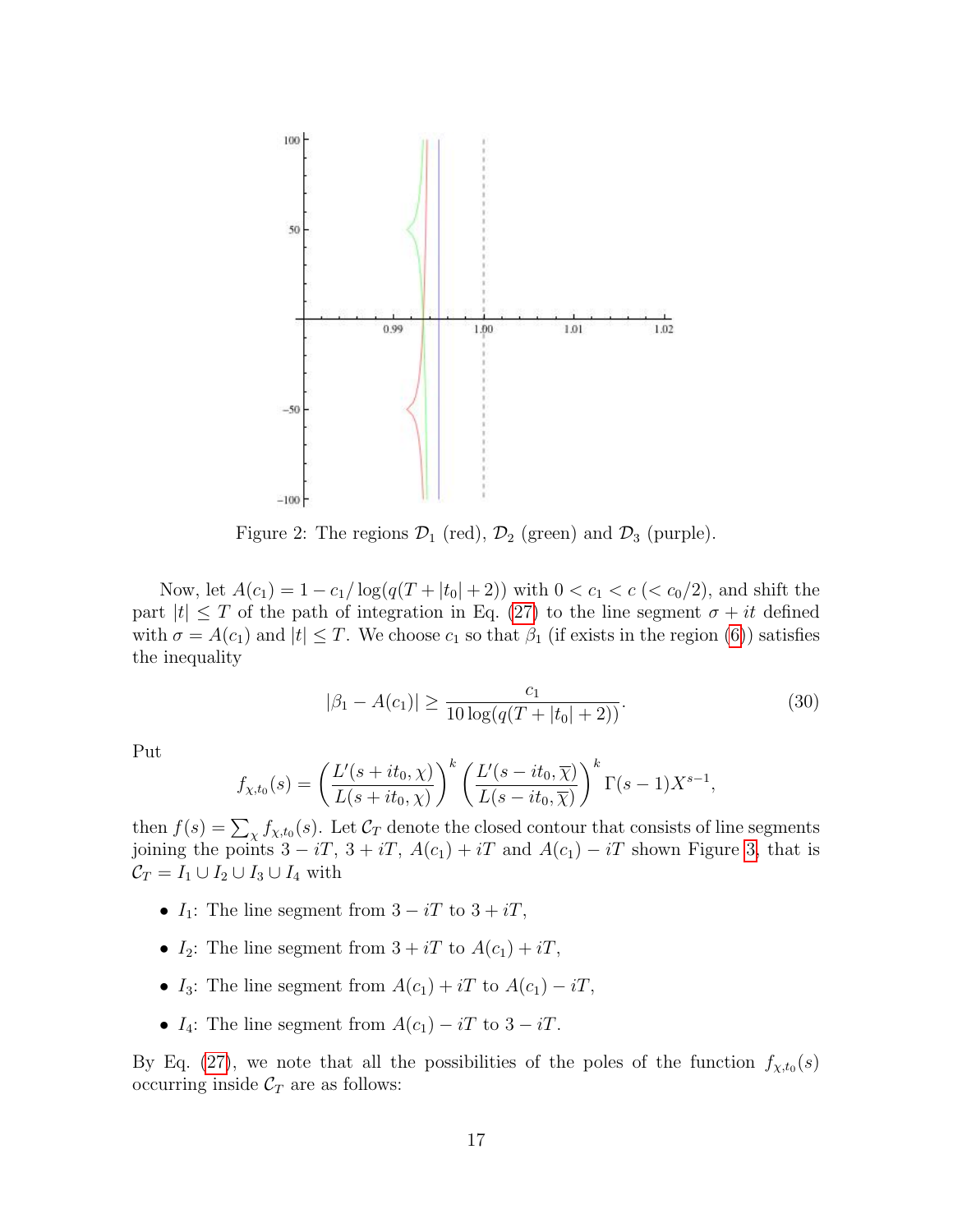Figure 2: The regions $\mathcal{D}_1$ (red), $\mathcal{D}_2$ (green) and $\mathcal{D}_3$ (purple).

Now, let $A(c_1) = 1 - c_1/\log(q(T + |t_0| + 2))$ with $0 < c_1 < c$ ($< c_0/2$), and shift the part $|t| \le T$ of the path of integration in Eq. (27) to the line segment $\sigma + it$ defined with $\sigma = A(c_1)$ and $|t| \le T$. We choose $c_1$ so that $\beta_1$ (if exists in the region (6)) satisfies the inequality

$$|\beta_1 - A(c_1)| \ge \frac{c_1}{10\log(q(T + |t_0| + 2))}. \tag{30}$$

Put

$$f_{\chi,t_0}(s) = \left(\frac{L'(s + it_0, \chi)}{L(s + it_0, \chi)}\right)^k \left(\frac{L'(s - it_0, \overline{\chi})}{L(s - it_0, \overline{\chi})}\right)^k \Gamma(s-1)X^{s-1},$$

then $f(s) = \sum_\chi f_{\chi,t_0}(s)$. Let $\mathcal{C}_T$ denote the closed contour that consists of line segments joining the points $3 - iT$, $3 + iT$, $A(c_1) + iT$ and $A(c_1) - iT$ shown Figure 3, that is $\mathcal{C}_T = I_1 \cup I_2 \cup I_3 \cup I_4$ with

- $I_1$: The line segment from $3 - iT$ to $3 + iT$,
- $I_2$: The line segment from $3 + iT$ to $A(c_1) + iT$,
- $I_3$: The line segment from $A(c_1) + iT$ to $A(c_1) - iT$,
- $I_4$: The line segment from $A(c_1) - iT$ to $3 - iT$.

By Eq. (27), we note that all the possibilities of the poles of the function $f_{\chi,t_0}(s)$ occurring inside $\mathcal{C}_T$ are as follows: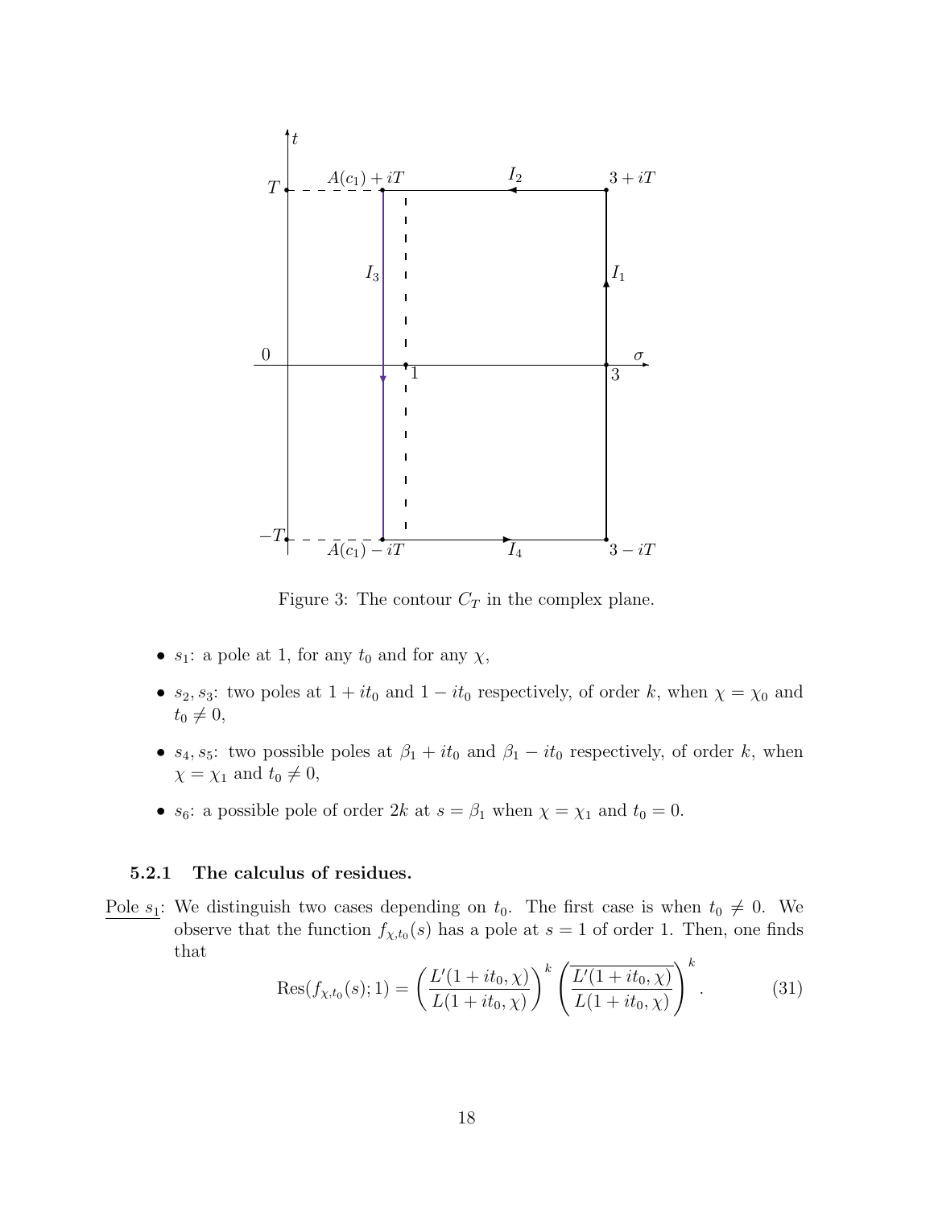Figure 3: The contour $C_T$ in the complex plane.

- $s_1$: a pole at 1, for any $t_0$ and for any $\chi$,
- $s_2, s_3$: two poles at $1 + it_0$ and $1 - it_0$ respectively, of order $k$, when $\chi = \chi_0$ and $t_0 \neq 0$,
- $s_4, s_5$: two possible poles at $\beta_1 + it_0$ and $\beta_1 - it_0$ respectively, of order $k$, when $\chi = \chi_1$ and $t_0 \neq 0$,
- $s_6$: a possible pole of order $2k$ at $s = \beta_1$ when $\chi = \chi_1$ and $t_0 = 0$.

### 5.2.1 The calculus of residues.

Pole $s_1$: We distinguish two cases depending on $t_0$. The first case is when $t_0 \neq 0$. We observe that the function $f_{\chi,t_0}(s)$ has a pole at $s = 1$ of order 1. Then, one finds that

$$\mathrm{Res}(f_{\chi,t_0}(s); 1) = \left(\frac{L'(1+it_0,\chi)}{L(1+it_0,\chi)}\right)^k \left(\overline{\frac{L'(1+it_0,\chi)}{L(1+it_0,\chi)}}\right)^k. \tag{31}$$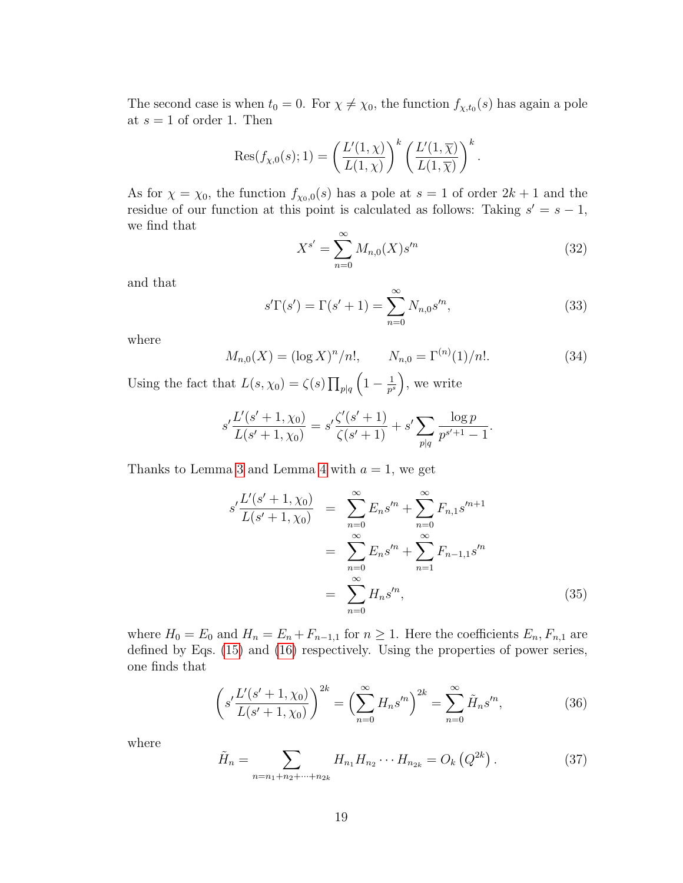The second case is when $t_0 = 0$. For $\chi \neq \chi_0$, the function $f_{\chi,t_0}(s)$ has again a pole at $s = 1$ of order 1. Then

$$\operatorname{Res}(f_{\chi,0}(s); 1) = \left(\frac{L'(1,\chi)}{L(1,\chi)}\right)^k \left(\frac{L'(1,\overline{\chi})}{L(1,\overline{\chi})}\right)^k.$$

As for $\chi = \chi_0$, the function $f_{\chi_0,0}(s)$ has a pole at $s = 1$ of order $2k+1$ and the residue of our function at this point is calculated as follows: Taking $s' = s - 1$, we find that

$$X^{s'} = \sum_{n=0}^{\infty} M_{n,0}(X) s'^n \tag{32}$$

and that

$$s'\Gamma(s') = \Gamma(s'+1) = \sum_{n=0}^{\infty} N_{n,0} s'^n, \tag{33}$$

where

$$M_{n,0}(X) = (\log X)^n/n!, \qquad N_{n,0} = \Gamma^{(n)}(1)/n!. \tag{34}$$

Using the fact that $L(s,\chi_0) = \zeta(s)\prod_{p|q}\left(1 - \frac{1}{p^s}\right)$, we write

$$s'\frac{L'(s'+1,\chi_0)}{L(s'+1,\chi_0)} = s'\frac{\zeta'(s'+1)}{\zeta(s'+1)} + s'\sum_{p|q}\frac{\log p}{p^{s'+1}-1}.$$

Thanks to Lemma 3 and Lemma 4 with $a = 1$, we get

$$\begin{aligned}
s'\frac{L'(s'+1,\chi_0)}{L(s'+1,\chi_0)} &= \sum_{n=0}^{\infty} E_n s'^n + \sum_{n=0}^{\infty} F_{n,1} s'^{n+1} \\
&= \sum_{n=0}^{\infty} E_n s'^n + \sum_{n=1}^{\infty} F_{n-1,1} s'^n \\
&= \sum_{n=0}^{\infty} H_n s'^n,
\end{aligned} \tag{35}$$

where $H_0 = E_0$ and $H_n = E_n + F_{n-1,1}$ for $n \geq 1$. Here the coefficients $E_n, F_{n,1}$ are defined by Eqs. (15) and (16) respectively. Using the properties of power series, one finds that

$$\left(s'\frac{L'(s'+1,\chi_0)}{L(s'+1,\chi_0)}\right)^{2k} = \Big(\sum_{n=0}^{\infty} H_n s'^n\Big)^{2k} = \sum_{n=0}^{\infty} \tilde{H}_n s'^n, \tag{36}$$

where

$$\tilde{H}_n = \sum_{n=n_1+n_2+\cdots+n_{2k}} H_{n_1}H_{n_2}\cdots H_{n_{2k}} = O_k\left(Q^{2k}\right). \tag{37}$$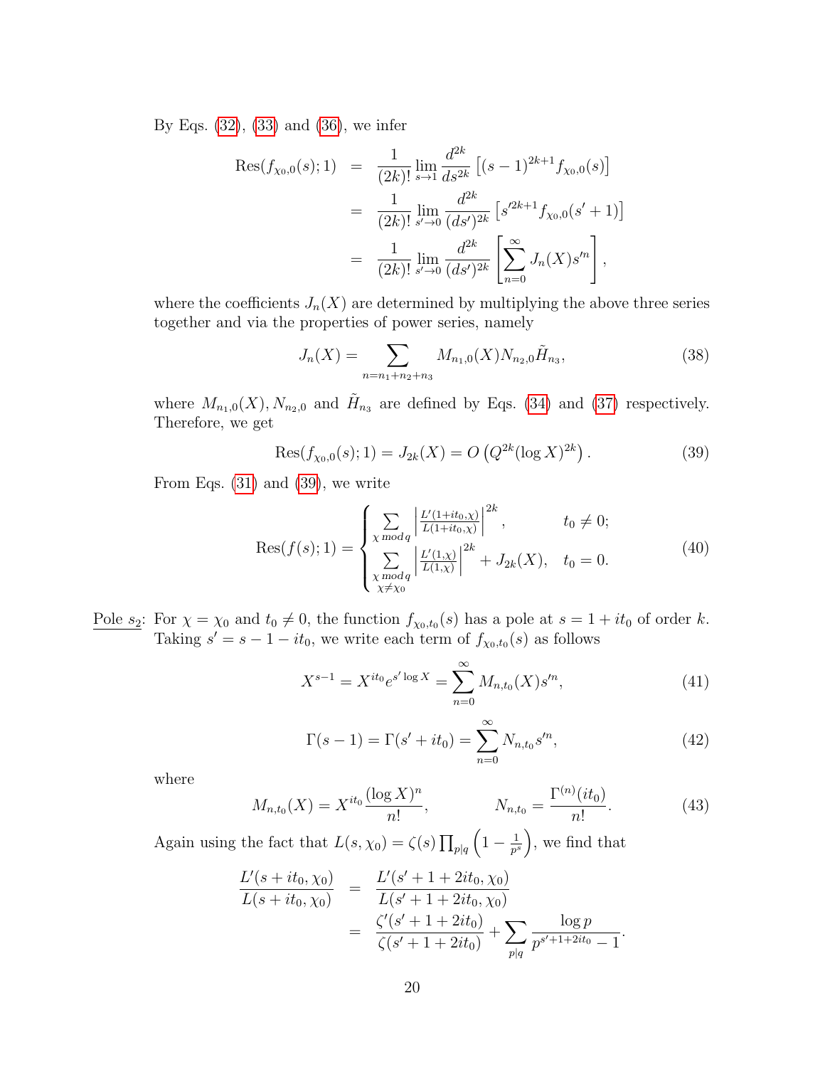By Eqs. (32), (33) and (36), we infer

$$
\begin{aligned}
\mathrm{Res}(f_{\chi_0,0}(s);1) &= \frac{1}{(2k)!}\lim_{s\to 1}\frac{d^{2k}}{ds^{2k}}\left[(s-1)^{2k+1}f_{\chi_0,0}(s)\right] \\
&= \frac{1}{(2k)!}\lim_{s'\to 0}\frac{d^{2k}}{(ds')^{2k}}\left[s'^{2k+1}f_{\chi_0,0}(s'+1)\right] \\
&= \frac{1}{(2k)!}\lim_{s'\to 0}\frac{d^{2k}}{(ds')^{2k}}\left[\sum_{n=0}^{\infty}J_n(X)s'^n\right],
\end{aligned}
$$

where the coefficients $J_n(X)$ are determined by multiplying the above three series together and via the properties of power series, namely

$$
J_n(X) = \sum_{n=n_1+n_2+n_3} M_{n_1,0}(X)N_{n_2,0}\tilde{H}_{n_3}, \tag{38}
$$

where $M_{n_1,0}(X), N_{n_2,0}$ and $\tilde{H}_{n_3}$ are defined by Eqs. (34) and (37) respectively. Therefore, we get

$$
\mathrm{Res}(f_{\chi_0,0}(s);1) = J_{2k}(X) = O\left(Q^{2k}(\log X)^{2k}\right). \tag{39}
$$

From Eqs. (31) and (39), we write

$$
\mathrm{Res}(f(s);1) = \begin{cases} \sum\limits_{\chi \, mod\, q}\left|\frac{L'(1+it_0,\chi)}{L(1+it_0,\chi)}\right|^{2k}, & t_0 \neq 0; \\ \sum\limits_{\substack{\chi \, mod\, q \\ \chi\neq\chi_0}}\left|\frac{L'(1,\chi)}{L(1,\chi)}\right|^{2k} + J_{2k}(X), & t_0 = 0. \end{cases} \tag{40}
$$

<u>Pole $s_2$</u>: For $\chi = \chi_0$ and $t_0 \neq 0$, the function $f_{\chi_0,t_0}(s)$ has a pole at $s = 1+it_0$ of order $k$. Taking $s' = s-1-it_0$, we write each term of $f_{\chi_0,t_0}(s)$ as follows

$$
X^{s-1} = X^{it_0}e^{s'\log X} = \sum_{n=0}^{\infty}M_{n,t_0}(X)s'^n, \tag{41}
$$

$$
\Gamma(s-1) = \Gamma(s'+it_0) = \sum_{n=0}^{\infty}N_{n,t_0}s'^n, \tag{42}
$$

where

$$
M_{n,t_0}(X) = X^{it_0}\frac{(\log X)^n}{n!}, \qquad N_{n,t_0} = \frac{\Gamma^{(n)}(it_0)}{n!}. \tag{43}
$$

Again using the fact that $L(s,\chi_0) = \zeta(s)\prod_{p|q}\left(1-\frac{1}{p^s}\right)$, we find that

$$
\begin{aligned}
\frac{L'(s+it_0,\chi_0)}{L(s+it_0,\chi_0)} &= \frac{L'(s'+1+2it_0,\chi_0)}{L(s'+1+2it_0,\chi_0)} \\
&= \frac{\zeta'(s'+1+2it_0)}{\zeta(s'+1+2it_0)} + \sum_{p|q}\frac{\log p}{p^{s'+1+2it_0}-1}.
\end{aligned}
$$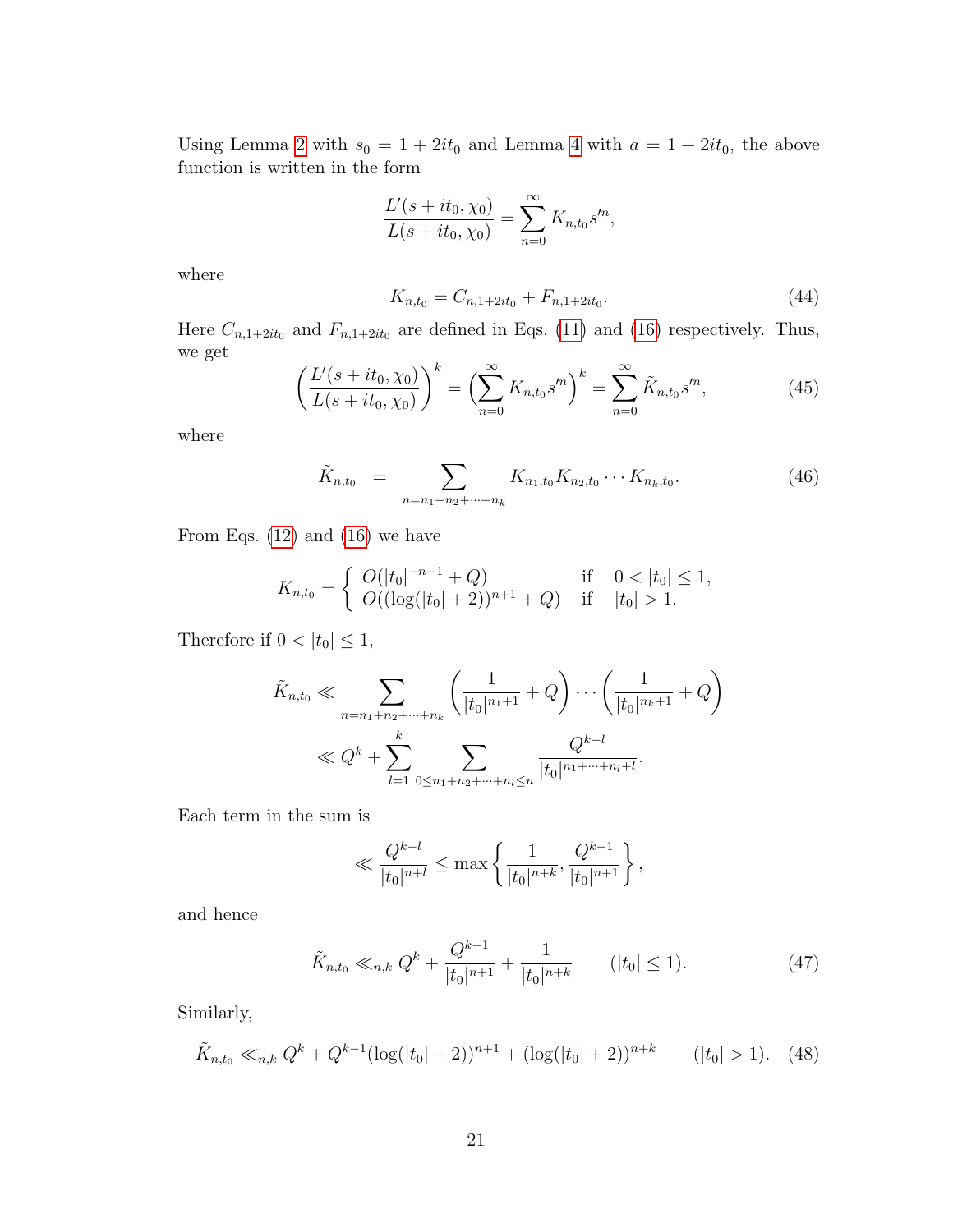Using Lemma 2 with $s_0 = 1 + 2it_0$ and Lemma 4 with $a = 1 + 2it_0$, the above function is written in the form

$$\frac{L'(s + it_0, \chi_0)}{L(s + it_0, \chi_0)} = \sum_{n=0}^{\infty} K_{n,t_0} s'^n,$$

where

$$K_{n,t_0} = C_{n,1+2it_0} + F_{n,1+2it_0}. \tag{44}$$

Here $C_{n,1+2it_0}$ and $F_{n,1+2it_0}$ are defined in Eqs. (11) and (16) respectively. Thus, we get

$$\left(\frac{L'(s + it_0, \chi_0)}{L(s + it_0, \chi_0)}\right)^k = \left(\sum_{n=0}^{\infty} K_{n,t_0} s'^n\right)^k = \sum_{n=0}^{\infty} \tilde{K}_{n,t_0} s'^n, \tag{45}$$

where

$$\tilde{K}_{n,t_0} \;\; = \sum_{n=n_1+n_2+\cdots+n_k} K_{n_1,t_0} K_{n_2,t_0} \cdots K_{n_k,t_0}. \tag{46}$$

From Eqs. (12) and (16) we have

$$K_{n,t_0} = \begin{cases} O(|t_0|^{-n-1} + Q) & \text{if} \quad 0 < |t_0| \le 1, \\ O((\log(|t_0| + 2))^{n+1} + Q) & \text{if} \quad |t_0| > 1. \end{cases}$$

Therefore if $0 < |t_0| \le 1$,

$$\begin{aligned} \tilde{K}_{n,t_0} &\ll \sum_{n=n_1+n_2+\cdots+n_k} \left(\frac{1}{|t_0|^{n_1+1}} + Q\right) \cdots \left(\frac{1}{|t_0|^{n_k+1}} + Q\right) \\ &\ll Q^k + \sum_{l=1}^{k} \sum_{0 \le n_1+n_2+\cdots+n_l \le n} \frac{Q^{k-l}}{|t_0|^{n_1+\cdots+n_l+l}}. \end{aligned}$$

Each term in the sum is

$$\ll \frac{Q^{k-l}}{|t_0|^{n+l}} \le \max\left\{\frac{1}{|t_0|^{n+k}}, \frac{Q^{k-1}}{|t_0|^{n+1}}\right\},$$

and hence

$$\tilde{K}_{n,t_0} \ll_{n,k} Q^k + \frac{Q^{k-1}}{|t_0|^{n+1}} + \frac{1}{|t_0|^{n+k}} \qquad (|t_0| \le 1). \tag{47}$$

Similarly,

$$\tilde{K}_{n,t_0} \ll_{n,k} Q^k + Q^{k-1}(\log(|t_0| + 2))^{n+1} + (\log(|t_0| + 2))^{n+k} \qquad (|t_0| > 1). \tag{48}$$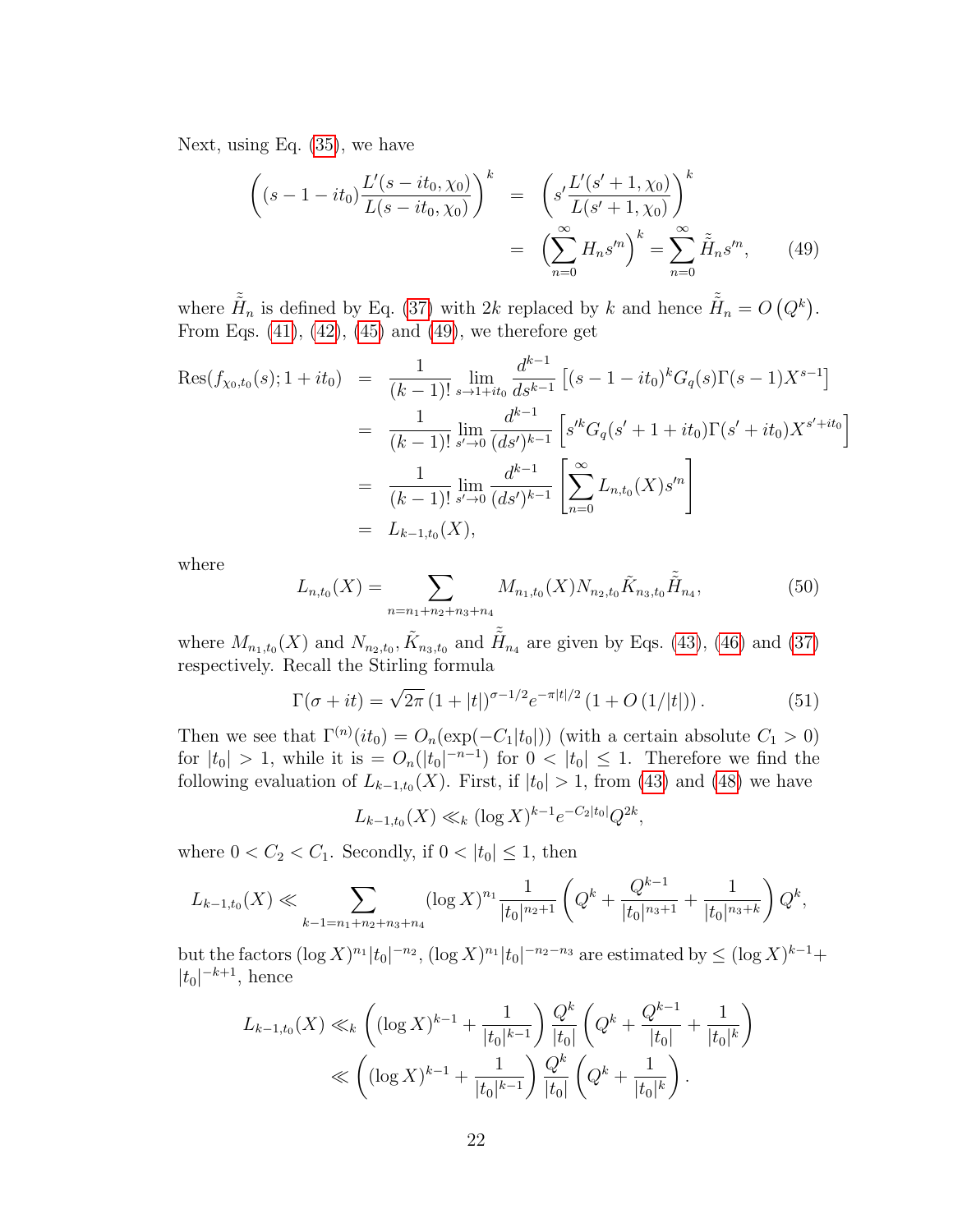Next, using Eq. (35), we have

$$\begin{aligned}
\left((s-1-it_0)\frac{L'(s-it_0,\chi_0)}{L(s-it_0,\chi_0)}\right)^k &= \left(s'\frac{L'(s'+1,\chi_0)}{L(s'+1,\chi_0)}\right)^k \\
&= \Big(\sum_{n=0}^{\infty} H_n s'^n\Big)^k = \sum_{n=0}^{\infty} \tilde{\tilde{H}}_n s'^n, \qquad (49)
\end{aligned}$$

where $\tilde{\tilde{H}}_n$ is defined by Eq. (37) with $2k$ replaced by $k$ and hence $\tilde{\tilde{H}}_n = O\left(Q^k\right)$. From Eqs. (41), (42), (45) and (49), we therefore get

$$\begin{aligned}
\operatorname{Res}(f_{\chi_0,t_0}(s);1+it_0) &= \frac{1}{(k-1)!}\lim_{s\to 1+it_0}\frac{d^{k-1}}{ds^{k-1}}\left[(s-1-it_0)^k G_q(s)\Gamma(s-1)X^{s-1}\right] \\
&= \frac{1}{(k-1)!}\lim_{s'\to 0}\frac{d^{k-1}}{(ds')^{k-1}}\left[s'^k G_q(s'+1+it_0)\Gamma(s'+it_0)X^{s'+it_0}\right] \\
&= \frac{1}{(k-1)!}\lim_{s'\to 0}\frac{d^{k-1}}{(ds')^{k-1}}\left[\sum_{n=0}^{\infty} L_{n,t_0}(X)s'^n\right] \\
&= L_{k-1,t_0}(X),
\end{aligned}$$

where

$$L_{n,t_0}(X) = \sum_{n=n_1+n_2+n_3+n_4} M_{n_1,t_0}(X)N_{n_2,t_0}\tilde{K}_{n_3,t_0}\tilde{\tilde{H}}_{n_4}, \qquad (50)$$

where $M_{n_1,t_0}(X)$ and $N_{n_2,t_0}, \tilde{K}_{n_3,t_0}$ and $\tilde{\tilde{H}}_{n_4}$ are given by Eqs. (43), (46) and (37) respectively. Recall the Stirling formula

$$\Gamma(\sigma+it) = \sqrt{2\pi}\,(1+|t|)^{\sigma-1/2}e^{-\pi|t|/2}\left(1+O\left(1/|t|\right)\right). \qquad (51)$$

Then we see that $\Gamma^{(n)}(it_0) = O_n(\exp(-C_1|t_0|))$ (with a certain absolute $C_1>0$) for $|t_0|>1$, while it is $= O_n(|t_0|^{-n-1})$ for $0<|t_0|\le 1$. Therefore we find the following evaluation of $L_{k-1,t_0}(X)$. First, if $|t_0|>1$, from (43) and (48) we have

$$L_{k-1,t_0}(X) \ll_k (\log X)^{k-1}e^{-C_2|t_0|}Q^{2k},$$

where $0<C_2<C_1$. Secondly, if $0<|t_0|\le 1$, then

$$L_{k-1,t_0}(X) \ll \sum_{k-1=n_1+n_2+n_3+n_4}(\log X)^{n_1}\frac{1}{|t_0|^{n_2+1}}\left(Q^k+\frac{Q^{k-1}}{|t_0|^{n_3+1}}+\frac{1}{|t_0|^{n_3+k}}\right)Q^k,$$

but the factors $(\log X)^{n_1}|t_0|^{-n_2}$, $(\log X)^{n_1}|t_0|^{-n_2-n_3}$ are estimated by $\le (\log X)^{k-1}+|t_0|^{-k+1}$, hence

$$\begin{aligned}
L_{k-1,t_0}(X) &\ll_k \left((\log X)^{k-1}+\frac{1}{|t_0|^{k-1}}\right)\frac{Q^k}{|t_0|}\left(Q^k+\frac{Q^{k-1}}{|t_0|}+\frac{1}{|t_0|^k}\right) \\
&\ll \left((\log X)^{k-1}+\frac{1}{|t_0|^{k-1}}\right)\frac{Q^k}{|t_0|}\left(Q^k+\frac{1}{|t_0|^k}\right).
\end{aligned}$$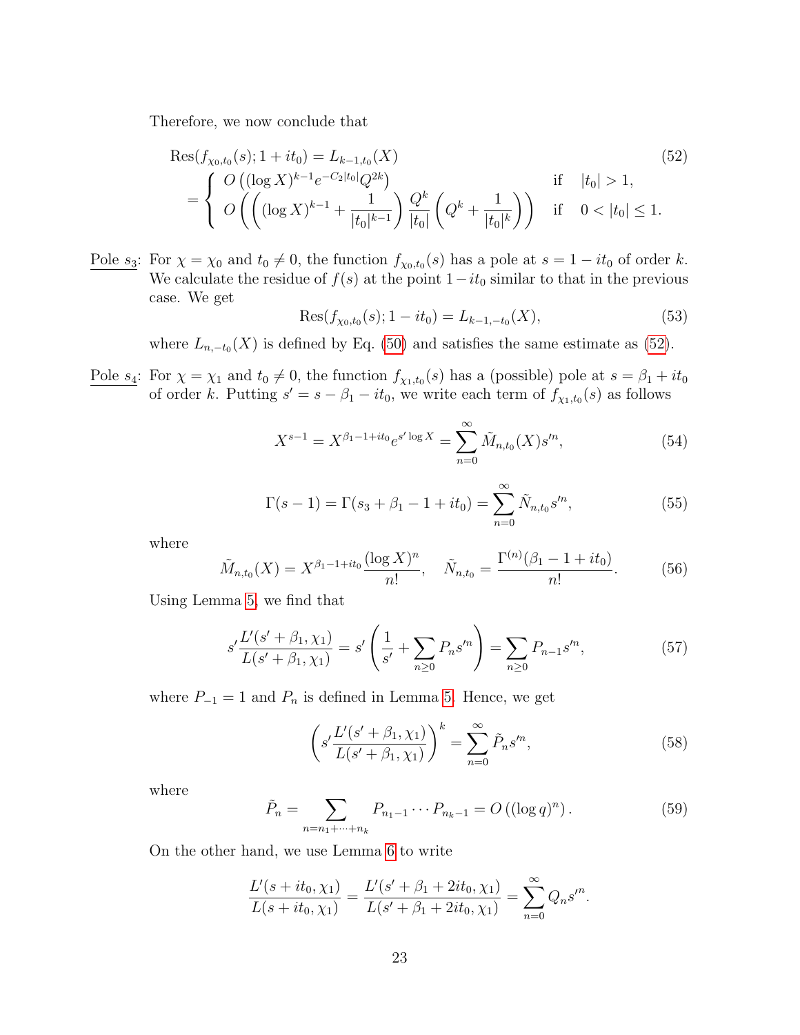Therefore, we now conclude that

$$\begin{aligned}
&\mathrm{Res}(f_{\chi_0,t_0}(s); 1+it_0) = L_{k-1,t_0}(X) \\
&= \begin{cases} O\left((\log X)^{k-1} e^{-C_2|t_0|} Q^{2k}\right) & \text{if} \quad |t_0| > 1, \\ O\left(\left((\log X)^{k-1} + \dfrac{1}{|t_0|^{k-1}}\right) \dfrac{Q^k}{|t_0|}\left(Q^k + \dfrac{1}{|t_0|^k}\right)\right) & \text{if} \quad 0 < |t_0| \le 1. \end{cases}
\end{aligned} \tag{52}$$

Pole $s_3$: For $\chi = \chi_0$ and $t_0 \neq 0$, the function $f_{\chi_0,t_0}(s)$ has a pole at $s = 1 - it_0$ of order $k$. We calculate the residue of $f(s)$ at the point $1 - it_0$ similar to that in the previous case. We get

$$\mathrm{Res}(f_{\chi_0,t_0}(s); 1 - it_0) = L_{k-1,-t_0}(X), \tag{53}$$

where $L_{n,-t_0}(X)$ is defined by Eq. (50) and satisfies the same estimate as (52).

Pole $s_4$: For $\chi = \chi_1$ and $t_0 \neq 0$, the function $f_{\chi_1,t_0}(s)$ has a (possible) pole at $s = \beta_1 + it_0$ of order $k$. Putting $s' = s - \beta_1 - it_0$, we write each term of $f_{\chi_1,t_0}(s)$ as follows

$$X^{s-1} = X^{\beta_1 - 1 + it_0} e^{s' \log X} = \sum_{n=0}^{\infty} \tilde{M}_{n,t_0}(X) s'^n, \tag{54}$$

$$\Gamma(s-1) = \Gamma(s_3 + \beta_1 - 1 + it_0) = \sum_{n=0}^{\infty} \tilde{N}_{n,t_0} s'^n, \tag{55}$$

where

$$\tilde{M}_{n,t_0}(X) = X^{\beta_1 - 1 + it_0} \frac{(\log X)^n}{n!}, \quad \tilde{N}_{n,t_0} = \frac{\Gamma^{(n)}(\beta_1 - 1 + it_0)}{n!}. \tag{56}$$

Using Lemma 5, we find that

$$s' \frac{L'(s' + \beta_1, \chi_1)}{L(s' + \beta_1, \chi_1)} = s' \left( \frac{1}{s'} + \sum_{n \ge 0} P_n s'^n \right) = \sum_{n \ge 0} P_{n-1} s'^n, \tag{57}$$

where $P_{-1} = 1$ and $P_n$ is defined in Lemma 5. Hence, we get

$$\left( s' \frac{L'(s' + \beta_1, \chi_1)}{L(s' + \beta_1, \chi_1)} \right)^k = \sum_{n=0}^{\infty} \tilde{P}_n s'^n, \tag{58}$$

where

$$\tilde{P}_n = \sum_{n = n_1 + \cdots + n_k} P_{n_1 - 1} \cdots P_{n_k - 1} = O\left((\log q)^n\right). \tag{59}$$

On the other hand, we use Lemma 6 to write

$$\frac{L'(s + it_0, \chi_1)}{L(s + it_0, \chi_1)} = \frac{L'(s' + \beta_1 + 2it_0, \chi_1)}{L(s' + \beta_1 + 2it_0, \chi_1)} = \sum_{n=0}^{\infty} Q_n s'^n.$$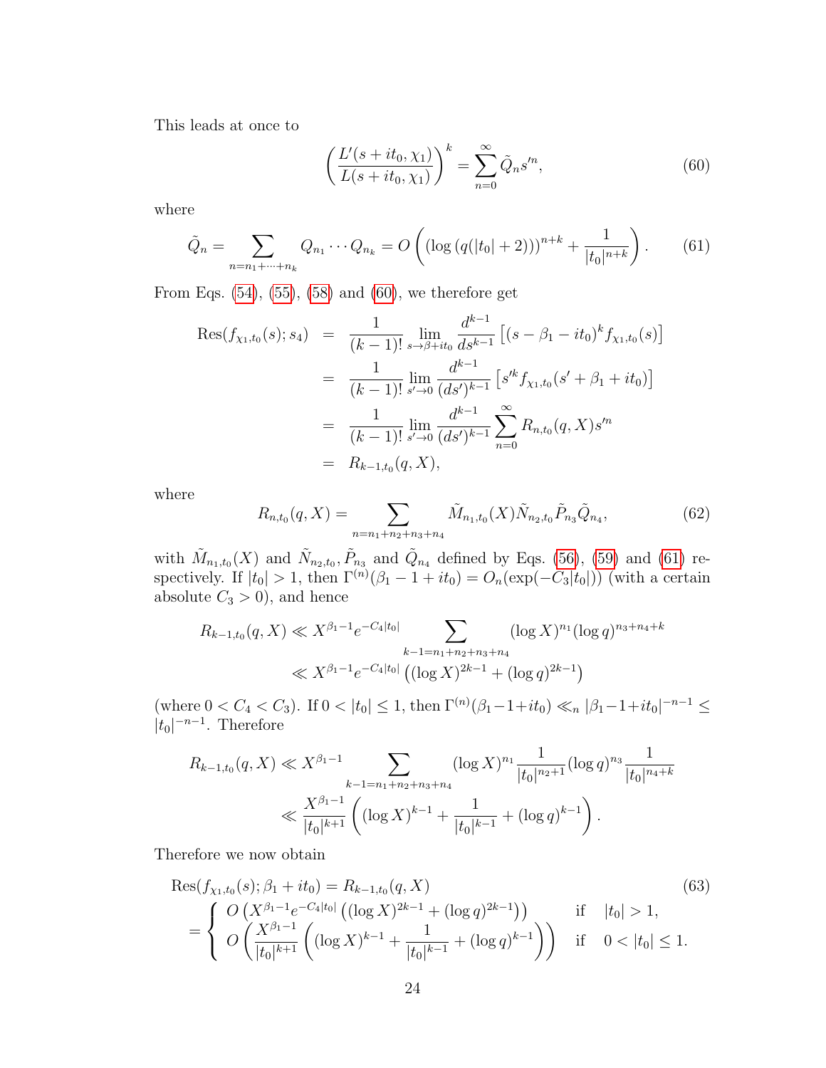This leads at once to

$$\left(\frac{L'(s+it_0,\chi_1)}{L(s+it_0,\chi_1)}\right)^k = \sum_{n=0}^{\infty} \tilde{Q}_n s'^n, \tag{60}$$

where

$$\tilde{Q}_n = \sum_{n=n_1+\cdots+n_k} Q_{n_1}\cdots Q_{n_k} = O\left((\log(q(|t_0|+2)))^{n+k} + \frac{1}{|t_0|^{n+k}}\right). \tag{61}$$

From Eqs. (54), (55), (58) and (60), we therefore get

$$\begin{aligned}
\mathrm{Res}(f_{\chi_1,t_0}(s); s_4) &= \frac{1}{(k-1)!}\lim_{s\to\beta+it_0}\frac{d^{k-1}}{ds^{k-1}}\left[(s-\beta_1-it_0)^k f_{\chi_1,t_0}(s)\right] \\
&= \frac{1}{(k-1)!}\lim_{s'\to 0}\frac{d^{k-1}}{(ds')^{k-1}}\left[s'^k f_{\chi_1,t_0}(s'+\beta_1+it_0)\right] \\
&= \frac{1}{(k-1)!}\lim_{s'\to 0}\frac{d^{k-1}}{(ds')^{k-1}}\sum_{n=0}^{\infty} R_{n,t_0}(q,X)s'^n \\
&= R_{k-1,t_0}(q,X),
\end{aligned}$$

where

$$R_{n,t_0}(q,X) = \sum_{n=n_1+n_2+n_3+n_4} \tilde{M}_{n_1,t_0}(X)\tilde{N}_{n_2,t_0}\tilde{P}_{n_3}\tilde{Q}_{n_4}, \tag{62}$$

with $\tilde{M}_{n_1,t_0}(X)$ and $\tilde{N}_{n_2,t_0}, \tilde{P}_{n_3}$ and $\tilde{Q}_{n_4}$ defined by Eqs. (56), (59) and (61) respectively. If $|t_0|>1$, then $\Gamma^{(n)}(\beta_1-1+it_0) = O_n(\exp(-C_3|t_0|))$ (with a certain absolute $C_3>0$), and hence

$$\begin{aligned}
R_{k-1,t_0}(q,X) &\ll X^{\beta_1-1}e^{-C_4|t_0|}\sum_{k-1=n_1+n_2+n_3+n_4}(\log X)^{n_1}(\log q)^{n_3+n_4+k} \\
&\ll X^{\beta_1-1}e^{-C_4|t_0|}\left((\log X)^{2k-1}+(\log q)^{2k-1}\right)
\end{aligned}$$

(where $0<C_4<C_3$). If $0<|t_0|\le 1$, then $\Gamma^{(n)}(\beta_1-1+it_0)\ll_n |\beta_1-1+it_0|^{-n-1}\le |t_0|^{-n-1}$. Therefore

$$\begin{aligned}
R_{k-1,t_0}(q,X) &\ll X^{\beta_1-1}\sum_{k-1=n_1+n_2+n_3+n_4}(\log X)^{n_1}\frac{1}{|t_0|^{n_2+1}}(\log q)^{n_3}\frac{1}{|t_0|^{n_4+k}} \\
&\ll \frac{X^{\beta_1-1}}{|t_0|^{k+1}}\left((\log X)^{k-1}+\frac{1}{|t_0|^{k-1}}+(\log q)^{k-1}\right).
\end{aligned}$$

Therefore we now obtain

$$\begin{aligned}
&\mathrm{Res}(f_{\chi_1,t_0}(s);\beta_1+it_0) = R_{k-1,t_0}(q,X) \\
&= \begin{cases} O\left(X^{\beta_1-1}e^{-C_4|t_0|}\left((\log X)^{2k-1}+(\log q)^{2k-1}\right)\right) & \text{if} \quad |t_0|>1, \\ O\left(\dfrac{X^{\beta_1-1}}{|t_0|^{k+1}}\left((\log X)^{k-1}+\dfrac{1}{|t_0|^{k-1}}+(\log q)^{k-1}\right)\right) & \text{if} \quad 0<|t_0|\le 1. \end{cases}
\end{aligned} \tag{63}$$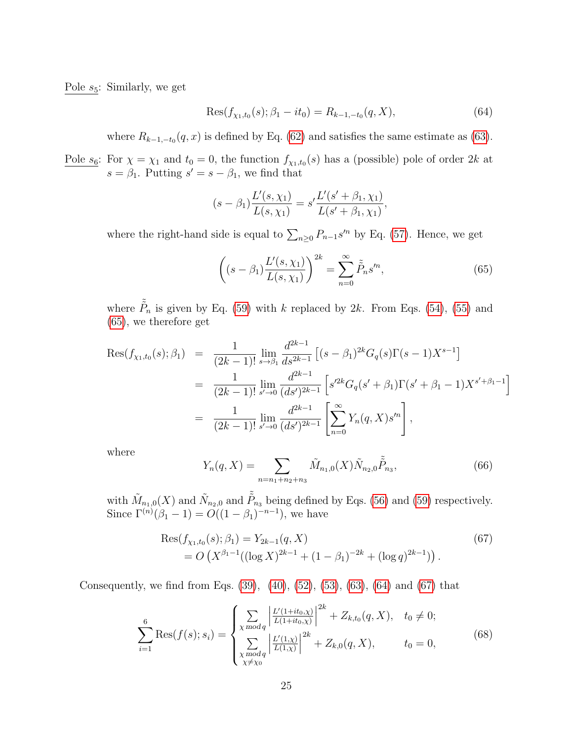Pole $s_5$: Similarly, we get

$$\operatorname{Res}(f_{\chi_1,t_0}(s); \beta_1 - it_0) = R_{k-1,-t_0}(q, X), \tag{64}$$

where $R_{k-1,-t_0}(q,x)$ is defined by Eq. (62) and satisfies the same estimate as (63).

Pole $s_6$: For $\chi = \chi_1$ and $t_0 = 0$, the function $f_{\chi_1,t_0}(s)$ has a (possible) pole of order $2k$ at $s = \beta_1$. Putting $s' = s - \beta_1$, we find that

$$(s - \beta_1)\frac{L'(s,\chi_1)}{L(s,\chi_1)} = s'\frac{L'(s'+\beta_1,\chi_1)}{L(s'+\beta_1,\chi_1)},$$

where the right-hand side is equal to $\sum_{n\geq 0} P_{n-1} s'^n$ by Eq. (57). Hence, we get

$$\left((s-\beta_1)\frac{L'(s,\chi_1)}{L(s,\chi_1)}\right)^{2k} = \sum_{n=0}^{\infty} \tilde{\tilde{P}}_n s'^n, \tag{65}$$

where $\tilde{\tilde{P}}_n$ is given by Eq. (59) with $k$ replaced by $2k$. From Eqs. (54), (55) and (65), we therefore get

$$\begin{aligned}
\operatorname{Res}(f_{\chi_1,t_0}(s); \beta_1) &= \frac{1}{(2k-1)!}\lim_{s\to\beta_1}\frac{d^{2k-1}}{ds^{2k-1}}\left[(s-\beta_1)^{2k} G_q(s)\Gamma(s-1)X^{s-1}\right] \\
&= \frac{1}{(2k-1)!}\lim_{s'\to 0}\frac{d^{2k-1}}{(ds')^{2k-1}}\left[s'^{2k} G_q(s'+\beta_1)\Gamma(s'+\beta_1-1)X^{s'+\beta_1-1}\right] \\
&= \frac{1}{(2k-1)!}\lim_{s'\to 0}\frac{d^{2k-1}}{(ds')^{2k-1}}\left[\sum_{n=0}^{\infty} Y_n(q,X) s'^n\right],
\end{aligned}$$

where

$$Y_n(q,X) = \sum_{n=n_1+n_2+n_3} \tilde{M}_{n_1,0}(X)\tilde{N}_{n_2,0}\tilde{\tilde{P}}_{n_3}, \tag{66}$$

with $\tilde{M}_{n_1,0}(X)$ and $\tilde{N}_{n_2,0}$ and $\tilde{\tilde{P}}_{n_3}$ being defined by Eqs. (56) and (59) respectively. Since $\Gamma^{(n)}(\beta_1 - 1) = O((1-\beta_1)^{-n-1})$, we have

$$\begin{aligned}
\operatorname{Res}(f_{\chi_1,t_0}(s); \beta_1) &= Y_{2k-1}(q,X) \\
&= O\left(X^{\beta_1-1}((\log X)^{2k-1} + (1-\beta_1)^{-2k} + (\log q)^{2k-1})\right).
\end{aligned} \tag{67}$$

Consequently, we find from Eqs. (39), (40), (52), (53), (63), (64) and (67) that

$$\sum_{i=1}^{6}\operatorname{Res}(f(s); s_i) = \begin{cases} \sum\limits_{\chi \bmod q}\left|\frac{L'(1+it_0,\chi)}{L(1+it_0,\chi)}\right|^{2k} + Z_{k,t_0}(q,X), & t_0 \neq 0; \\ \sum\limits_{\substack{\chi \bmod q \\ \chi\neq\chi_0}}\left|\frac{L'(1,\chi)}{L(1,\chi)}\right|^{2k} + Z_{k,0}(q,X), & t_0 = 0, \end{cases} \tag{68}$$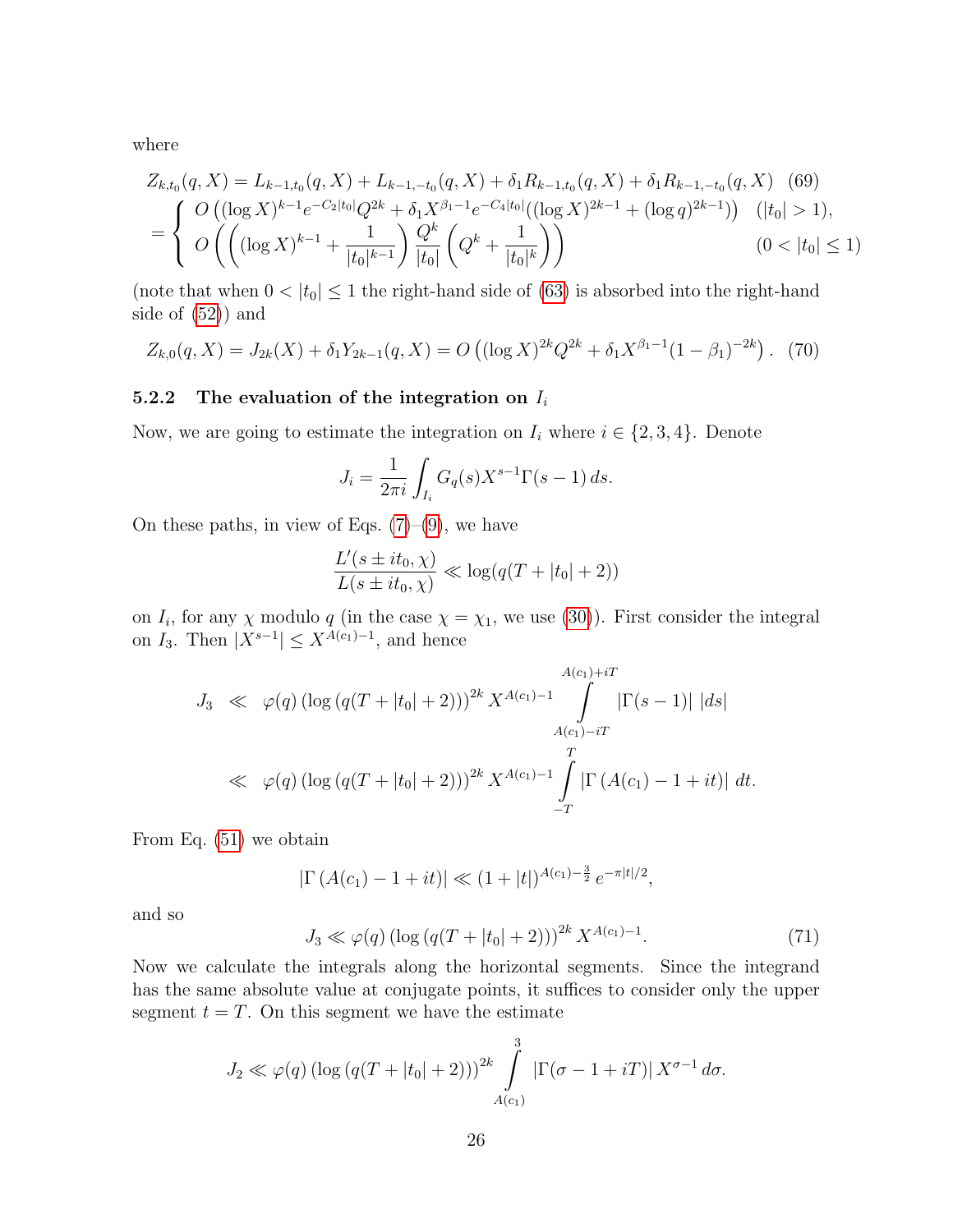where

$$
\begin{aligned}
Z_{k,t_0}(q,X) &= L_{k-1,t_0}(q,X) + L_{k-1,-t_0}(q,X) + \delta_1 R_{k-1,t_0}(q,X) + \delta_1 R_{k-1,-t_0}(q,X) \quad (69)\\
&= \begin{cases} O\left((\log X)^{k-1} e^{-C_2|t_0|} Q^{2k} + \delta_1 X^{\beta_1 - 1} e^{-C_4|t_0|}((\log X)^{2k-1} + (\log q)^{2k-1})\right) & (|t_0| > 1),\\ O\left(\left((\log X)^{k-1} + \dfrac{1}{|t_0|^{k-1}}\right)\dfrac{Q^k}{|t_0|}\left(Q^k + \dfrac{1}{|t_0|^k}\right)\right) & (0 < |t_0| \le 1) \end{cases}
\end{aligned}
$$

(note that when $0 < |t_0| \le 1$ the right-hand side of (63) is absorbed into the right-hand side of (52)) and

$$
Z_{k,0}(q,X) = J_{2k}(X) + \delta_1 Y_{2k-1}(q,X) = O\left((\log X)^{2k} Q^{2k} + \delta_1 X^{\beta_1 - 1}(1-\beta_1)^{-2k}\right). \quad (70)
$$

### 5.2.2 The evaluation of the integration on $I_i$

Now, we are going to estimate the integration on $I_i$ where $i \in \{2,3,4\}$. Denote

$$
J_i = \frac{1}{2\pi i}\int_{I_i} G_q(s) X^{s-1}\Gamma(s-1)\, ds.
$$

On these paths, in view of Eqs. (7)–(9), we have

$$
\frac{L'(s \pm it_0, \chi)}{L(s \pm it_0, \chi)} \ll \log(q(T + |t_0| + 2))
$$

on $I_i$, for any $\chi$ modulo $q$ (in the case $\chi = \chi_1$, we use (30)). First consider the integral on $I_3$. Then $|X^{s-1}| \le X^{A(c_1)-1}$, and hence

$$
\begin{aligned}
J_3 &\ll \varphi(q)\left(\log\left(q(T + |t_0| + 2)\right)\right)^{2k} X^{A(c_1)-1}\int_{A(c_1)-iT}^{A(c_1)+iT} |\Gamma(s-1)|\, |ds|\\
&\ll \varphi(q)\left(\log\left(q(T + |t_0| + 2)\right)\right)^{2k} X^{A(c_1)-1}\int_{-T}^{T} |\Gamma\left(A(c_1) - 1 + it\right)|\, dt.
\end{aligned}
$$

From Eq. (51) we obtain

$$
|\Gamma\left(A(c_1) - 1 + it\right)| \ll (1 + |t|)^{A(c_1) - \frac{3}{2}} e^{-\pi|t|/2},
$$

and so

$$
J_3 \ll \varphi(q)\left(\log\left(q(T + |t_0| + 2)\right)\right)^{2k} X^{A(c_1)-1}. \quad (71)
$$

Now we calculate the integrals along the horizontal segments. Since the integrand has the same absolute value at conjugate points, it suffices to consider only the upper segment $t = T$. On this segment we have the estimate

$$
J_2 \ll \varphi(q)\left(\log\left(q(T + |t_0| + 2)\right)\right)^{2k}\int_{A(c_1)}^{3} |\Gamma(\sigma - 1 + iT)|\, X^{\sigma-1}\, d\sigma.
$$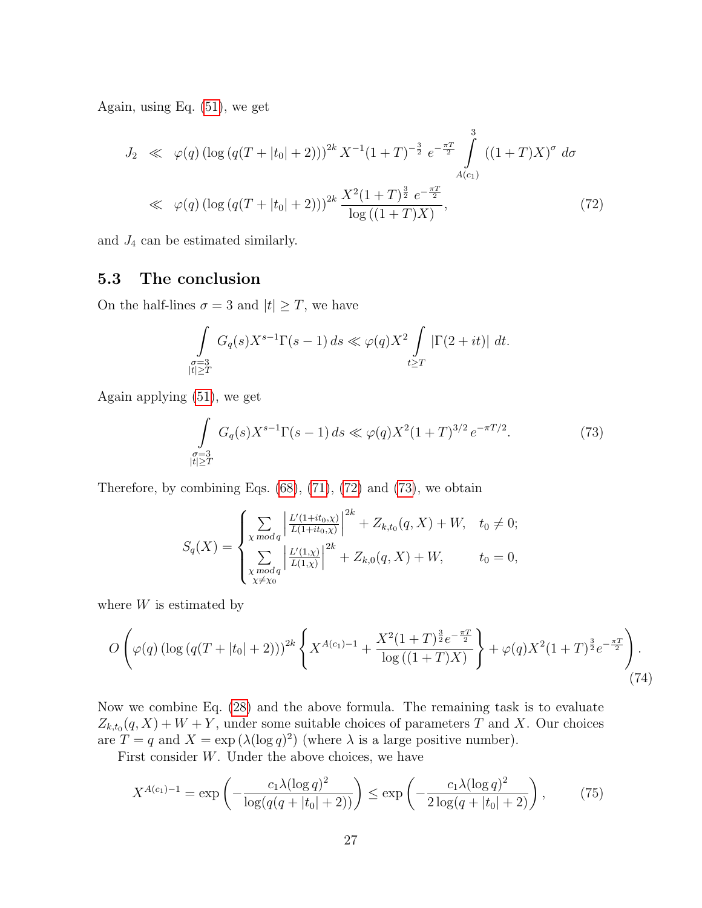Again, using Eq. (51), we get

$$
\begin{aligned}
J_2 &\ll \varphi(q) \left(\log\left(q(T+|t_0|+2)\right)\right)^{2k} X^{-1}(1+T)^{-\frac{3}{2}}\, e^{-\frac{\pi T}{2}} \int\limits_{A(c_1)}^{3} \left((1+T)X\right)^{\sigma}\, d\sigma \\
&\ll \varphi(q) \left(\log\left(q(T+|t_0|+2)\right)\right)^{2k} \frac{X^2(1+T)^{\frac{3}{2}}\, e^{-\frac{\pi T}{2}}}{\log\left((1+T)X\right)}, \qquad (72)
\end{aligned}
$$

and $J_4$ can be estimated similarly.

### 5.3 The conclusion

On the half-lines $\sigma = 3$ and $|t| \geq T$, we have

$$
\int\limits_{\substack{\sigma=3 \\ |t|\geq T}} G_q(s) X^{s-1} \Gamma(s-1)\, ds \ll \varphi(q) X^2 \int\limits_{t \geq T} |\Gamma(2+it)|\, dt.
$$

Again applying (51), we get

$$
\int\limits_{\substack{\sigma=3 \\ |t|\geq T}} G_q(s) X^{s-1} \Gamma(s-1)\, ds \ll \varphi(q) X^2 (1+T)^{3/2}\, e^{-\pi T/2}. \qquad (73)
$$

Therefore, by combining Eqs. (68), (71), (72) and (73), we obtain

$$
S_q(X) = \begin{cases} \displaystyle\sum_{\chi \bmod q} \left| \frac{L'(1+it_0,\chi)}{L(1+it_0,\chi)} \right|^{2k} + Z_{k,t_0}(q,X) + W, & t_0 \neq 0; \\ \displaystyle\sum_{\substack{\chi \bmod q \\ \chi \neq \chi_0}} \left| \frac{L'(1,\chi)}{L(1,\chi)} \right|^{2k} + Z_{k,0}(q,X) + W, & t_0 = 0, \end{cases}
$$

where $W$ is estimated by

$$
O\left( \varphi(q) \left(\log\left(q(T+|t_0|+2)\right)\right)^{2k} \left\{ X^{A(c_1)-1} + \frac{X^2(1+T)^{\frac{3}{2}} e^{-\frac{\pi T}{2}}}{\log\left((1+T)X\right)} \right\} + \varphi(q) X^2 (1+T)^{\frac{3}{2}} e^{-\frac{\pi T}{2}} \right). \qquad (74)
$$

Now we combine Eq. (28) and the above formula. The remaining task is to evaluate $Z_{k,t_0}(q,X) + W + Y$, under some suitable choices of parameters $T$ and $X$. Our choices are $T = q$ and $X = \exp\left(\lambda(\log q)^2\right)$ (where $\lambda$ is a large positive number).

First consider $W$. Under the above choices, we have

$$
X^{A(c_1)-1} = \exp\left( -\frac{c_1 \lambda (\log q)^2}{\log(q(q+|t_0|+2))} \right) \leq \exp\left( -\frac{c_1 \lambda (\log q)^2}{2\log(q+|t_0|+2)} \right), \qquad (75)
$$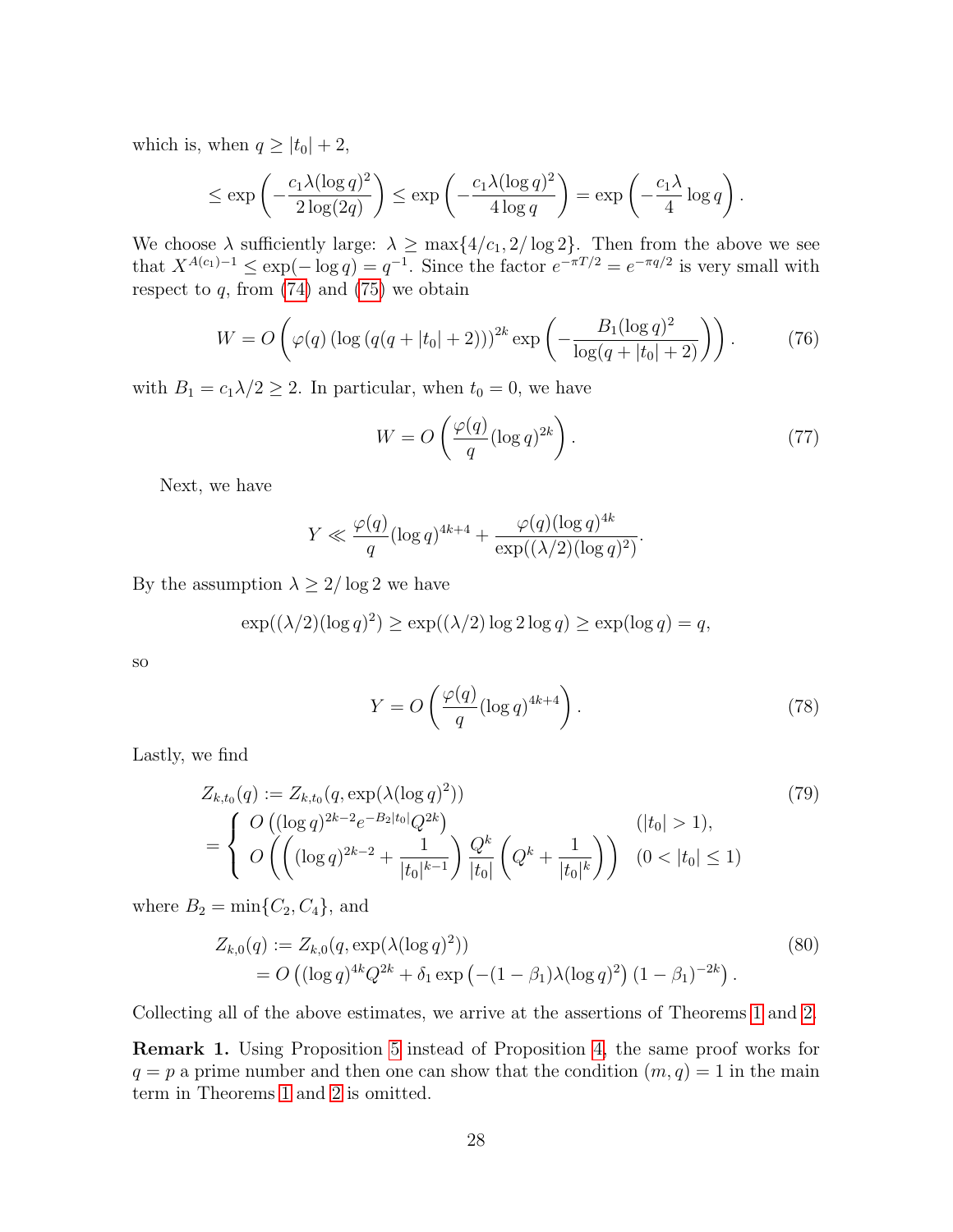which is, when $q \geq |t_0| + 2$,

$$\leq \exp\left(-\frac{c_1\lambda(\log q)^2}{2\log(2q)}\right) \leq \exp\left(-\frac{c_1\lambda(\log q)^2}{4\log q}\right) = \exp\left(-\frac{c_1\lambda}{4}\log q\right).$$

We choose $\lambda$ sufficiently large: $\lambda \geq \max\{4/c_1, 2/\log 2\}$. Then from the above we see that $X^{A(c_1)-1} \leq \exp(-\log q) = q^{-1}$. Since the factor $e^{-\pi T/2} = e^{-\pi q/2}$ is very small with respect to $q$, from (74) and (75) we obtain

$$W = O\left(\varphi(q)\left(\log\left(q(q+|t_0|+2)\right)\right)^{2k}\exp\left(-\frac{B_1(\log q)^2}{\log(q+|t_0|+2)}\right)\right). \tag{76}$$

with $B_1 = c_1\lambda/2 \geq 2$. In particular, when $t_0 = 0$, we have

$$W = O\left(\frac{\varphi(q)}{q}(\log q)^{2k}\right). \tag{77}$$

Next, we have

$$Y \ll \frac{\varphi(q)}{q}(\log q)^{4k+4} + \frac{\varphi(q)(\log q)^{4k}}{\exp((\lambda/2)(\log q)^2)}.$$

By the assumption $\lambda \geq 2/\log 2$ we have

$$\exp((\lambda/2)(\log q)^2) \geq \exp((\lambda/2)\log 2\log q) \geq \exp(\log q) = q,$$

so

$$Y = O\left(\frac{\varphi(q)}{q}(\log q)^{4k+4}\right). \tag{78}$$

Lastly, we find

$$\begin{aligned} Z_{k,t_0}(q) &:= Z_{k,t_0}(q, \exp(\lambda(\log q)^2)) \\ &= \begin{cases} O\left((\log q)^{2k-2}e^{-B_2|t_0|}Q^{2k}\right) & (|t_0| > 1), \\ O\left(\left((\log q)^{2k-2} + \dfrac{1}{|t_0|^{k-1}}\right)\dfrac{Q^k}{|t_0|}\left(Q^k + \dfrac{1}{|t_0|^k}\right)\right) & (0 < |t_0| \leq 1) \end{cases} \end{aligned} \tag{79}$$

where $B_2 = \min\{C_2, C_4\}$, and

$$\begin{aligned} Z_{k,0}(q) &:= Z_{k,0}(q, \exp(\lambda(\log q)^2)) \\ &= O\left((\log q)^{4k}Q^{2k} + \delta_1\exp\left(-(1-\beta_1)\lambda(\log q)^2\right)(1-\beta_1)^{-2k}\right). \end{aligned} \tag{80}$$

Collecting all of the above estimates, we arrive at the assertions of Theorems 1 and 2.

**Remark 1.** Using Proposition 5 instead of Proposition 4, the same proof works for $q = p$ a prime number and then one can show that the condition $(m, q) = 1$ in the main term in Theorems 1 and 2 is omitted.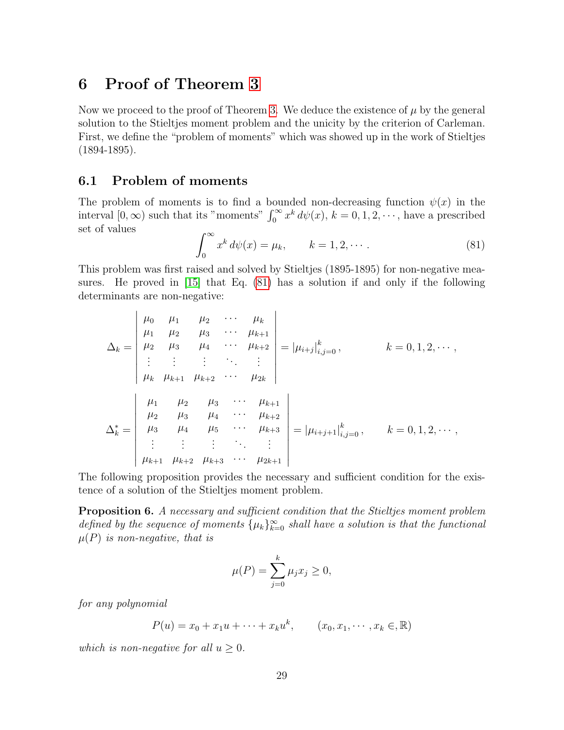# 6 Proof of Theorem 3

Now we proceed to the proof of Theorem 3. We deduce the existence of $\mu$ by the general solution to the Stieltjes moment problem and the unicity by the criterion of Carleman. First, we define the "problem of moments" which was showed up in the work of Stieltjes (1894-1895).

## 6.1 Problem of moments

The problem of moments is to find a bounded non-decreasing function $\psi(x)$ in the interval $[0, \infty)$ such that its "moments" $\int_0^\infty x^k \, d\psi(x)$, $k = 0, 1, 2, \cdots$, have a prescribed set of values

$$\int_0^\infty x^k \, d\psi(x) = \mu_k, \qquad k = 1, 2, \cdots . \tag{81}$$

This problem was first raised and solved by Stieltjes (1895-1895) for non-negative measures. He proved in [15] that Eq. (81) has a solution if and only if the following determinants are non-negative:

$$\Delta_k = \begin{vmatrix} \mu_0 & \mu_1 & \mu_2 & \cdots & \mu_k \\ \mu_1 & \mu_2 & \mu_3 & \cdots & \mu_{k+1} \\ \mu_2 & \mu_3 & \mu_4 & \cdots & \mu_{k+2} \\ \vdots & \vdots & \vdots & \ddots & \vdots \\ \mu_k & \mu_{k+1} & \mu_{k+2} & \cdots & \mu_{2k} \end{vmatrix} = |\mu_{i+j}|_{i,j=0}^{k}, \qquad k = 0, 1, 2, \cdots ,$$

$$\Delta_k^* = \begin{vmatrix} \mu_1 & \mu_2 & \mu_3 & \cdots & \mu_{k+1} \\ \mu_2 & \mu_3 & \mu_4 & \cdots & \mu_{k+2} \\ \mu_3 & \mu_4 & \mu_5 & \cdots & \mu_{k+3} \\ \vdots & \vdots & \vdots & \ddots & \vdots \\ \mu_{k+1} & \mu_{k+2} & \mu_{k+3} & \cdots & \mu_{2k+1} \end{vmatrix} = |\mu_{i+j+1}|_{i,j=0}^{k}, \qquad k = 0, 1, 2, \cdots ,$$

The following proposition provides the necessary and sufficient condition for the existence of a solution of the Stieltjes moment problem.

**Proposition 6.** *A necessary and sufficient condition that the Stieltjes moment problem defined by the sequence of moments $\{\mu_k\}_{k=0}^\infty$ shall have a solution is that the functional $\mu(P)$ is non-negative, that is*

$$\mu(P) = \sum_{j=0}^{k} \mu_j x_j \geq 0,$$

*for any polynomial*

$$P(u) = x_0 + x_1 u + \cdots + x_k u^k, \qquad (x_0, x_1, \cdots, x_k \in, \mathbb{R})$$

*which is non-negative for all $u \geq 0$.*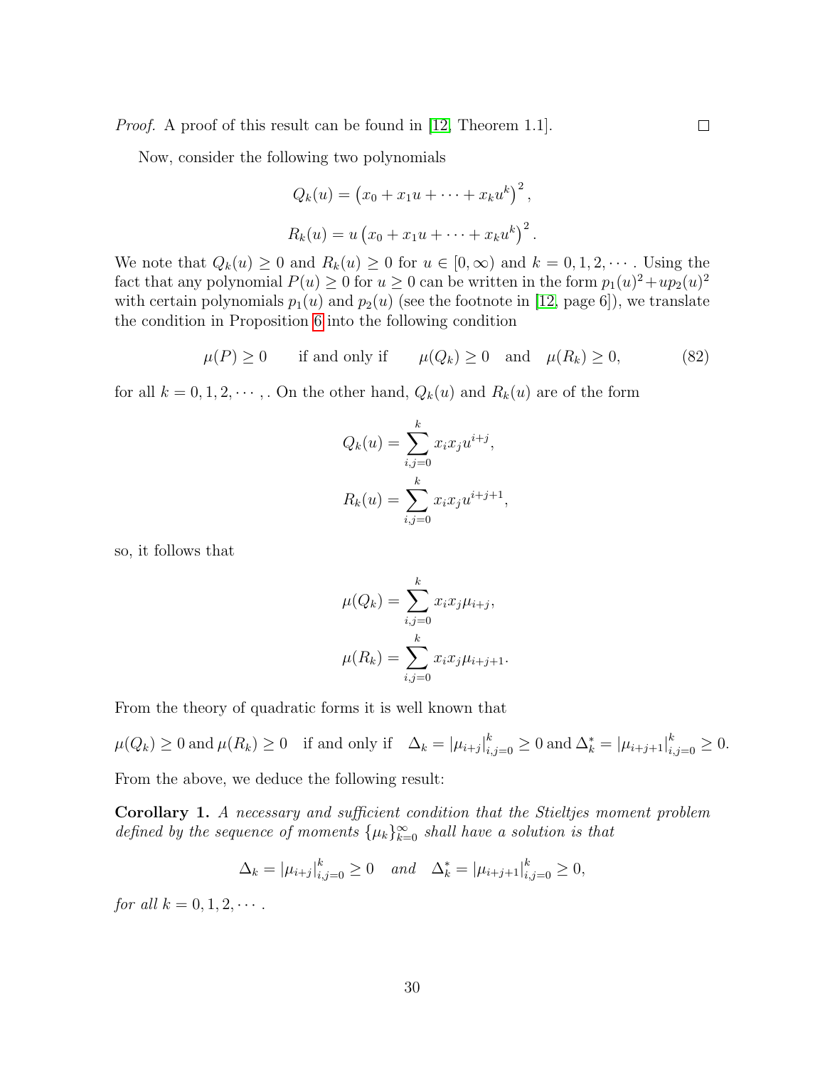*Proof.* A proof of this result can be found in [12, Theorem 1.1]. □

Now, consider the following two polynomials

$$Q_k(u) = \left(x_0 + x_1 u + \cdots + x_k u^k\right)^2,$$

$$R_k(u) = u\left(x_0 + x_1 u + \cdots + x_k u^k\right)^2.$$

We note that $Q_k(u) \geq 0$ and $R_k(u) \geq 0$ for $u \in [0, \infty)$ and $k = 0, 1, 2, \cdots$. Using the fact that any polynomial $P(u) \geq 0$ for $u \geq 0$ can be written in the form $p_1(u)^2 + up_2(u)^2$ with certain polynomials $p_1(u)$ and $p_2(u)$ (see the footnote in [12, page 6]), we translate the condition in Proposition 6 into the following condition

$$\mu(P) \geq 0 \qquad \text{if and only if} \qquad \mu(Q_k) \geq 0 \quad \text{and} \quad \mu(R_k) \geq 0, \tag{82}$$

for all $k = 0, 1, 2, \cdots$,. On the other hand, $Q_k(u)$ and $R_k(u)$ are of the form

$$Q_k(u) = \sum_{i,j=0}^{k} x_i x_j u^{i+j},$$

$$R_k(u) = \sum_{i,j=0}^{k} x_i x_j u^{i+j+1},$$

so, it follows that

$$\mu(Q_k) = \sum_{i,j=0}^{k} x_i x_j \mu_{i+j},$$

$$\mu(R_k) = \sum_{i,j=0}^{k} x_i x_j \mu_{i+j+1}.$$

From the theory of quadratic forms it is well known that

$$\mu(Q_k) \geq 0 \text{ and } \mu(R_k) \geq 0 \quad \text{if and only if} \quad \Delta_k = |\mu_{i+j}|_{i,j=0}^{k} \geq 0 \text{ and } \Delta_k^* = |\mu_{i+j+1}|_{i,j=0}^{k} \geq 0.$$

From the above, we deduce the following result:

**Corollary 1.** *A necessary and sufficient condition that the Stieltjes moment problem defined by the sequence of moments $\{\mu_k\}_{k=0}^{\infty}$ shall have a solution is that*

$$\Delta_k = |\mu_{i+j}|_{i,j=0}^{k} \geq 0 \quad \text{and} \quad \Delta_k^* = |\mu_{i+j+1}|_{i,j=0}^{k} \geq 0,$$

*for all $k = 0, 1, 2, \cdots$.*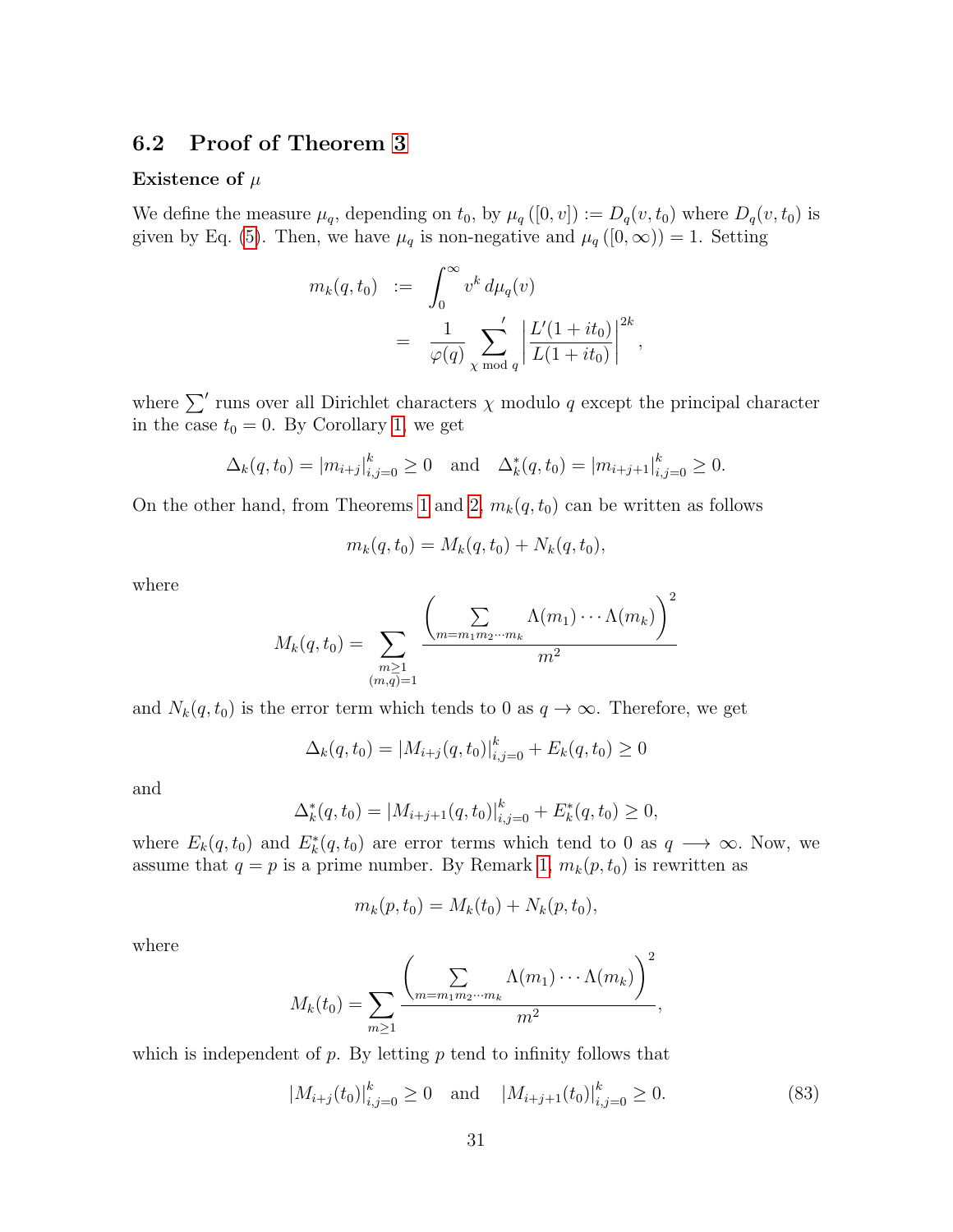### 6.2 Proof of Theorem 3

**Existence of $\mu$**

We define the measure $\mu_q$, depending on $t_0$, by $\mu_q([0,v]) := D_q(v,t_0)$ where $D_q(v,t_0)$ is given by Eq. (5). Then, we have $\mu_q$ is non-negative and $\mu_q([0,\infty)) = 1$. Setting

$$
\begin{aligned}
m_k(q,t_0) &:= \int_0^\infty v^k \, d\mu_q(v) \\
&= \frac{1}{\varphi(q)} \sideset{}{'}\sum_{\chi \bmod q} \left| \frac{L'(1+it_0)}{L(1+it_0)} \right|^{2k},
\end{aligned}
$$

where $\sum'$ runs over all Dirichlet characters $\chi$ modulo $q$ except the principal character in the case $t_0 = 0$. By Corollary 1, we get

$$
\Delta_k(q,t_0) = |m_{i+j}|_{i,j=0}^k \geq 0 \quad \text{and} \quad \Delta_k^*(q,t_0) = |m_{i+j+1}|_{i,j=0}^k \geq 0.
$$

On the other hand, from Theorems 1 and 2, $m_k(q,t_0)$ can be written as follows

$$
m_k(q,t_0) = M_k(q,t_0) + N_k(q,t_0),
$$

where

$$
M_k(q,t_0) = \sum_{\substack{m \geq 1 \\ (m,q)=1}} \frac{\left( \sum_{m=m_1 m_2 \cdots m_k} \Lambda(m_1) \cdots \Lambda(m_k) \right)^2}{m^2}
$$

and $N_k(q,t_0)$ is the error term which tends to 0 as $q \to \infty$. Therefore, we get

$$
\Delta_k(q,t_0) = |M_{i+j}(q,t_0)|_{i,j=0}^k + E_k(q,t_0) \geq 0
$$

and

$$
\Delta_k^*(q,t_0) = |M_{i+j+1}(q,t_0)|_{i,j=0}^k + E_k^*(q,t_0) \geq 0,
$$

where $E_k(q,t_0)$ and $E_k^*(q,t_0)$ are error terms which tend to 0 as $q \longrightarrow \infty$. Now, we assume that $q = p$ is a prime number. By Remark 1, $m_k(p,t_0)$ is rewritten as

$$
m_k(p,t_0) = M_k(t_0) + N_k(p,t_0),
$$

where

$$
M_k(t_0) = \sum_{m \geq 1} \frac{\left( \sum_{m=m_1 m_2 \cdots m_k} \Lambda(m_1) \cdots \Lambda(m_k) \right)^2}{m^2},
$$

which is independent of $p$. By letting $p$ tend to infinity follows that

$$
|M_{i+j}(t_0)|_{i,j=0}^k \geq 0 \quad \text{and} \quad |M_{i+j+1}(t_0)|_{i,j=0}^k \geq 0. \tag{83}
$$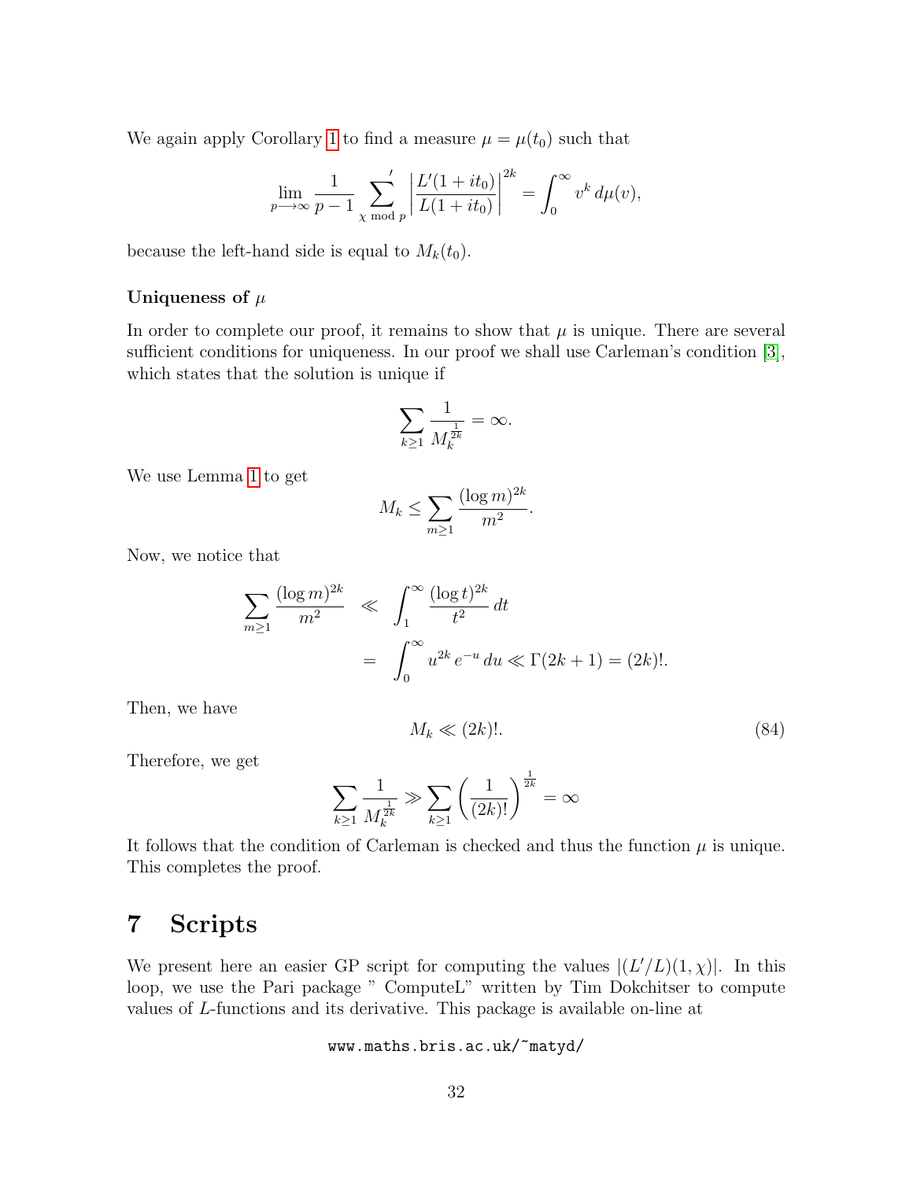We again apply Corollary 1 to find a measure $\mu = \mu(t_0)$ such that

$$\lim_{p \longrightarrow \infty} \frac{1}{p-1} \sum_{\chi \bmod p}{}' \left| \frac{L'(1+it_0)}{L(1+it_0)} \right|^{2k} = \int_0^\infty v^k \, d\mu(v),$$

because the left-hand side is equal to $M_k(t_0)$.

### Uniqueness of $\mu$

In order to complete our proof, it remains to show that $\mu$ is unique. There are several sufficient conditions for uniqueness. In our proof we shall use Carleman's condition [3], which states that the solution is unique if

$$\sum_{k \geq 1} \frac{1}{M_k^{\frac{1}{2k}}} = \infty.$$

We use Lemma 1 to get

$$M_k \leq \sum_{m \geq 1} \frac{(\log m)^{2k}}{m^2}.$$

Now, we notice that

$$\begin{aligned}
\sum_{m \geq 1} \frac{(\log m)^{2k}}{m^2} &\ll \int_1^\infty \frac{(\log t)^{2k}}{t^2} \, dt \\
&= \int_0^\infty u^{2k} \, e^{-u} \, du \ll \Gamma(2k+1) = (2k)!.
\end{aligned}$$

Then, we have

$$M_k \ll (2k)!. \tag{84}$$

Therefore, we get

$$\sum_{k \geq 1} \frac{1}{M_k^{\frac{1}{2k}}} \gg \sum_{k \geq 1} \left( \frac{1}{(2k)!} \right)^{\frac{1}{2k}} = \infty$$

It follows that the condition of Carleman is checked and thus the function $\mu$ is unique. This completes the proof.

## 7 Scripts

We present here an easier GP script for computing the values $|(L'/L)(1, \chi)|$. In this loop, we use the Pari package " ComputeL" written by Tim Dokchitser to compute values of $L$-functions and its derivative. This package is available on-line at

www.maths.bris.ac.uk/~matyd/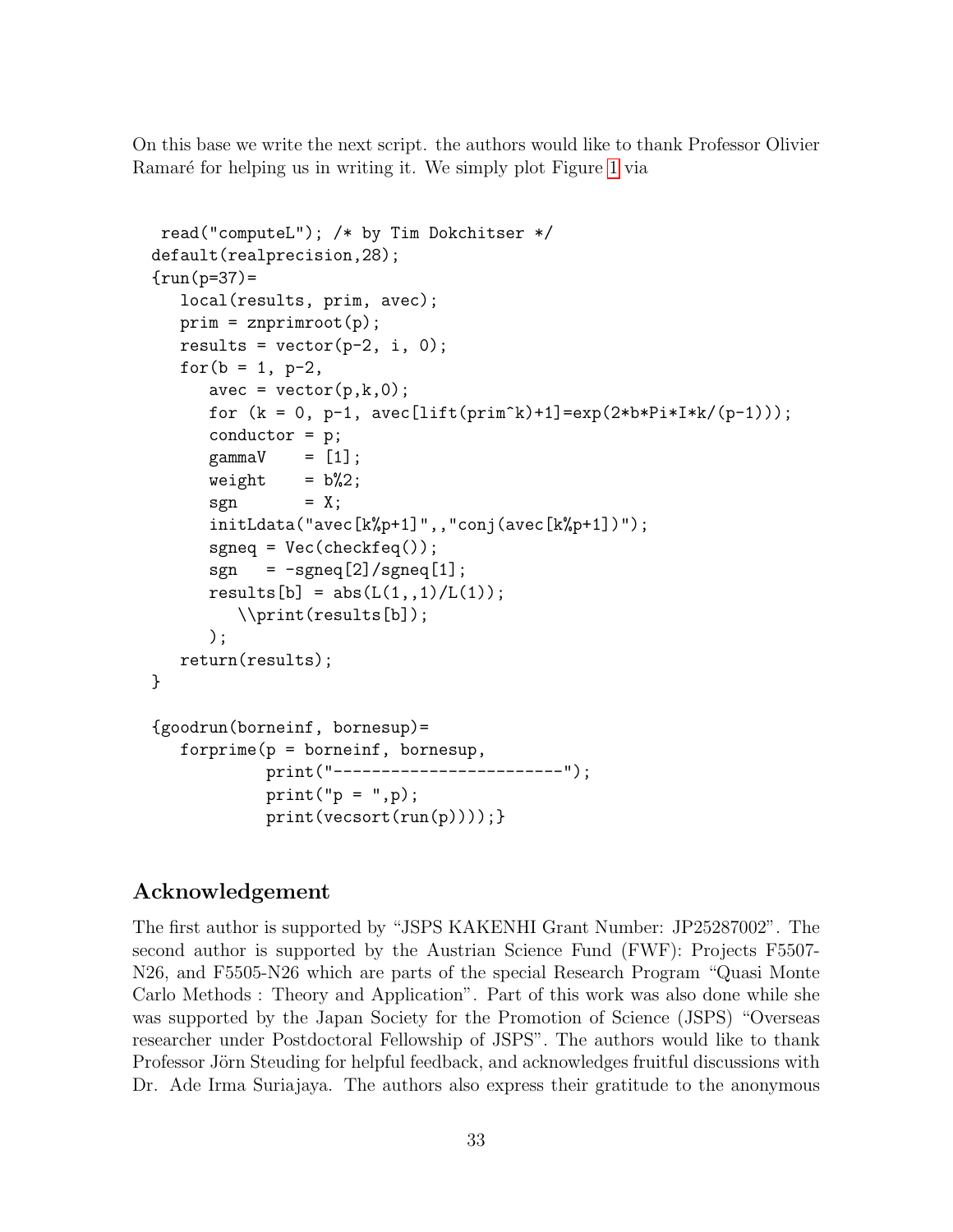On this base we write the next script. the authors would like to thank Professor Olivier Ramaré for helping us in writing it. We simply plot Figure 1 via

```
 read("computeL"); /* by Tim Dokchitser */
default(realprecision,28);
{run(p=37)=
   local(results, prim, avec);
   prim = znprimroot(p);
   results = vector(p-2, i, 0);
   for(b = 1, p-2,
      avec = vector(p,k,0);
      for (k = 0, p-1, avec[lift(prim^k)+1]=exp(2*b*Pi*I*k/(p-1)));
      conductor = p;
      gammaV    = [1];
      weight    = b%2;
      sgn       = X;
      initLdata("avec[k%p+1]",,"conj(avec[k%p+1])");
      sgneq = Vec(checkfeq());
      sgn   = -sgneq[2]/sgneq[1];
      results[b] = abs(L(1,,1)/L(1));
         \\print(results[b]);
      );
   return(results);
}

{goodrun(borneinf, bornesup)=
   forprime(p = borneinf, bornesup,
            print("------------------------");
            print("p = ",p);
            print(vecsort(run(p))));}
```

## Acknowledgement

The first author is supported by "JSPS KAKENHI Grant Number: JP25287002". The second author is supported by the Austrian Science Fund (FWF): Projects F5507-N26, and F5505-N26 which are parts of the special Research Program "Quasi Monte Carlo Methods : Theory and Application". Part of this work was also done while she was supported by the Japan Society for the Promotion of Science (JSPS) "Overseas researcher under Postdoctoral Fellowship of JSPS". The authors would like to thank Professor Jörn Steuding for helpful feedback, and acknowledges fruitful discussions with Dr. Ade Irma Suriajaya. The authors also express their gratitude to the anonymous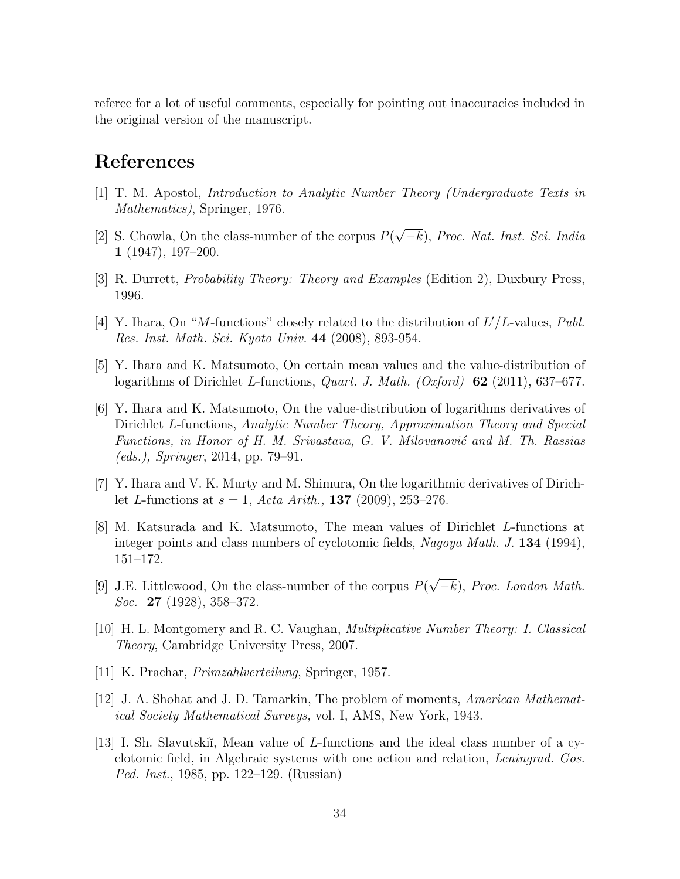referee for a lot of useful comments, especially for pointing out inaccuracies included in the original version of the manuscript.

# References

[1] T. M. Apostol, *Introduction to Analytic Number Theory (Undergraduate Texts in Mathematics)*, Springer, 1976.

[2] S. Chowla, On the class-number of the corpus $P(\sqrt{-k})$, *Proc. Nat. Inst. Sci. India* **1** (1947), 197–200.

[3] R. Durrett, *Probability Theory: Theory and Examples* (Edition 2), Duxbury Press, 1996.

[4] Y. Ihara, On "$M$-functions" closely related to the distribution of $L'/L$-values, *Publ. Res. Inst. Math. Sci. Kyoto Univ.* **44** (2008), 893-954.

[5] Y. Ihara and K. Matsumoto, On certain mean values and the value-distribution of logarithms of Dirichlet $L$-functions, *Quart. J. Math. (Oxford)* **62** (2011), 637–677.

[6] Y. Ihara and K. Matsumoto, On the value-distribution of logarithms derivatives of Dirichlet $L$-functions, *Analytic Number Theory, Approximation Theory and Special Functions, in Honor of H. M. Srivastava, G. V. Milovanović and M. Th. Rassias (eds.), Springer*, 2014, pp. 79–91.

[7] Y. Ihara and V. K. Murty and M. Shimura, On the logarithmic derivatives of Dirichlet $L$-functions at $s = 1$, *Acta Arith.,* **137** (2009), 253–276.

[8] M. Katsurada and K. Matsumoto, The mean values of Dirichlet $L$-functions at integer points and class numbers of cyclotomic fields, *Nagoya Math. J.* **134** (1994), 151–172.

[9] J.E. Littlewood, On the class-number of the corpus $P(\sqrt{-k})$, *Proc. London Math. Soc.* **27** (1928), 358–372.

[10] H. L. Montgomery and R. C. Vaughan, *Multiplicative Number Theory: I. Classical Theory*, Cambridge University Press, 2007.

[11] K. Prachar, *Primzahlverteilung*, Springer, 1957.

[12] J. A. Shohat and J. D. Tamarkin, The problem of moments, *American Mathematical Society Mathematical Surveys,* vol. I, AMS, New York, 1943.

[13] I. Sh. Slavutskiĭ, Mean value of $L$-functions and the ideal class number of a cyclotomic field, in Algebraic systems with one action and relation, *Leningrad. Gos. Ped. Inst.*, 1985, pp. 122–129. (Russian)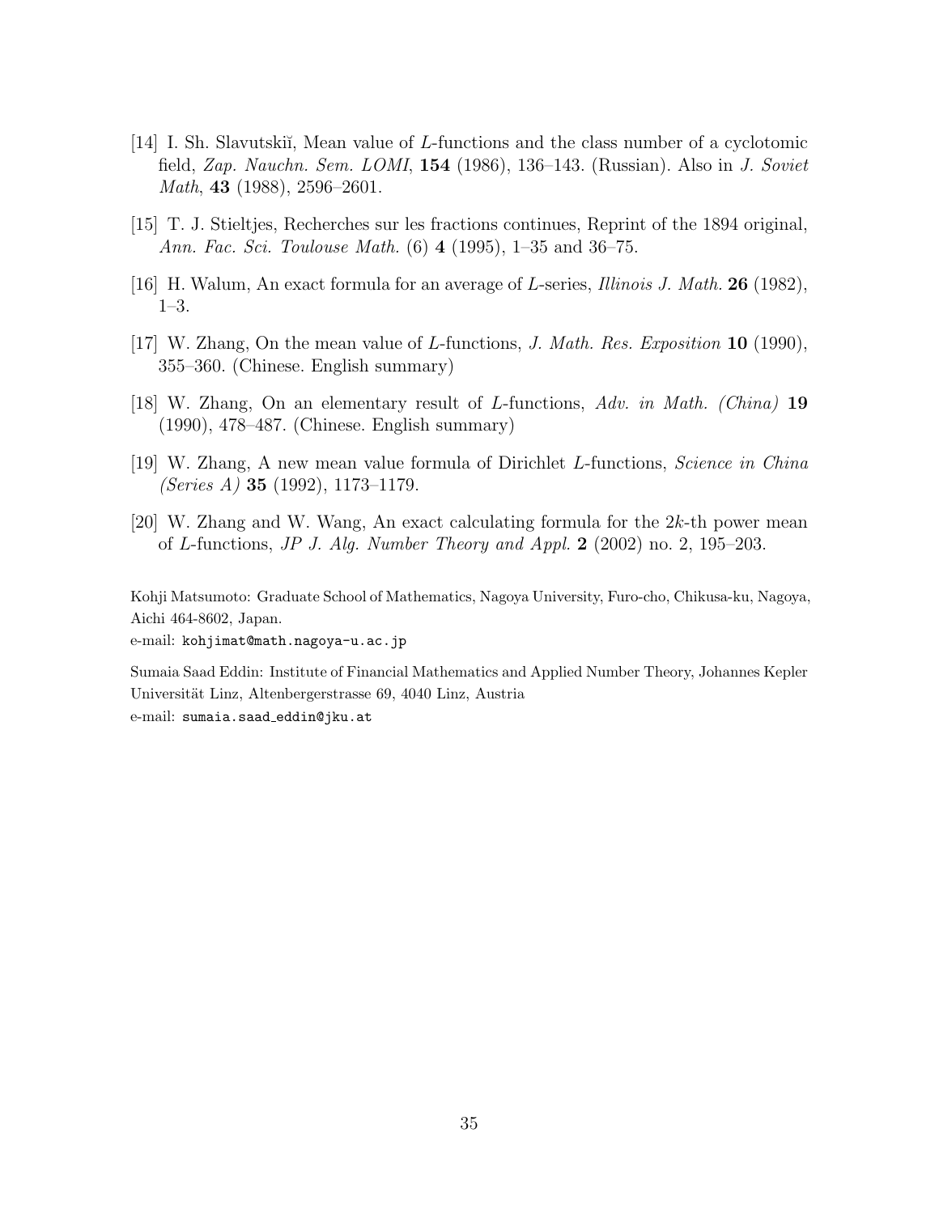[14] I. Sh. Slavutskiĭ, Mean value of $L$-functions and the class number of a cyclotomic field, *Zap. Nauchn. Sem. LOMI*, **154** (1986), 136–143. (Russian). Also in *J. Soviet Math*, **43** (1988), 2596–2601.

[15] T. J. Stieltjes, Recherches sur les fractions continues, Reprint of the 1894 original, *Ann. Fac. Sci. Toulouse Math.* (6) **4** (1995), 1–35 and 36–75.

[16] H. Walum, An exact formula for an average of $L$-series, *Illinois J. Math.* **26** (1982), 1–3.

[17] W. Zhang, On the mean value of $L$-functions, *J. Math. Res. Exposition* **10** (1990), 355–360. (Chinese. English summary)

[18] W. Zhang, On an elementary result of $L$-functions, *Adv. in Math. (China)* **19** (1990), 478–487. (Chinese. English summary)

[19] W. Zhang, A new mean value formula of Dirichlet $L$-functions, *Science in China (Series A)* **35** (1992), 1173–1179.

[20] W. Zhang and W. Wang, An exact calculating formula for the $2k$-th power mean of $L$-functions, *JP J. Alg. Number Theory and Appl.* **2** (2002) no. 2, 195–203.

Kohji Matsumoto: Graduate School of Mathematics, Nagoya University, Furo-cho, Chikusa-ku, Nagoya, Aichi 464-8602, Japan.
e-mail: `kohjimat@math.nagoya-u.ac.jp`

Sumaia Saad Eddin: Institute of Financial Mathematics and Applied Number Theory, Johannes Kepler Universität Linz, Altenbergerstrasse 69, 4040 Linz, Austria
e-mail: `sumaia.saad_eddin@jku.at`